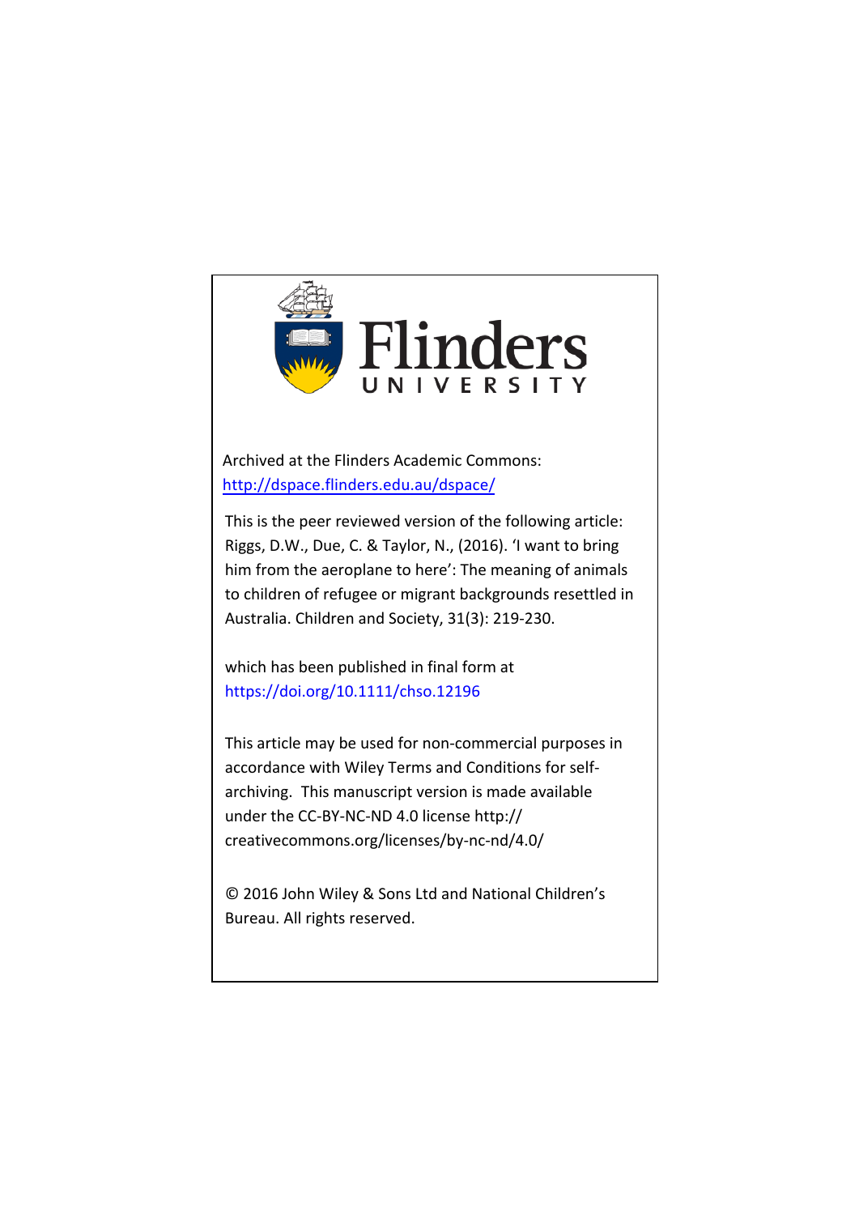Flinders UNIVERSITY

Archived at the Flinders Academic Commons:
http://dspace.flinders.edu.au/dspace/

This is the peer reviewed version of the following article: Riggs, D.W., Due, C. & Taylor, N., (2016). 'I want to bring him from the aeroplane to here': The meaning of animals to children of refugee or migrant backgrounds resettled in Australia. Children and Society, 31(3): 219-230.

which has been published in final form at
https://doi.org/10.1111/chso.12196

This article may be used for non-commercial purposes in accordance with Wiley Terms and Conditions for self-archiving. This manuscript version is made available under the CC-BY-NC-ND 4.0 license http://creativecommons.org/licenses/by-nc-nd/4.0/

© 2016 John Wiley & Sons Ltd and National Children's Bureau. All rights reserved.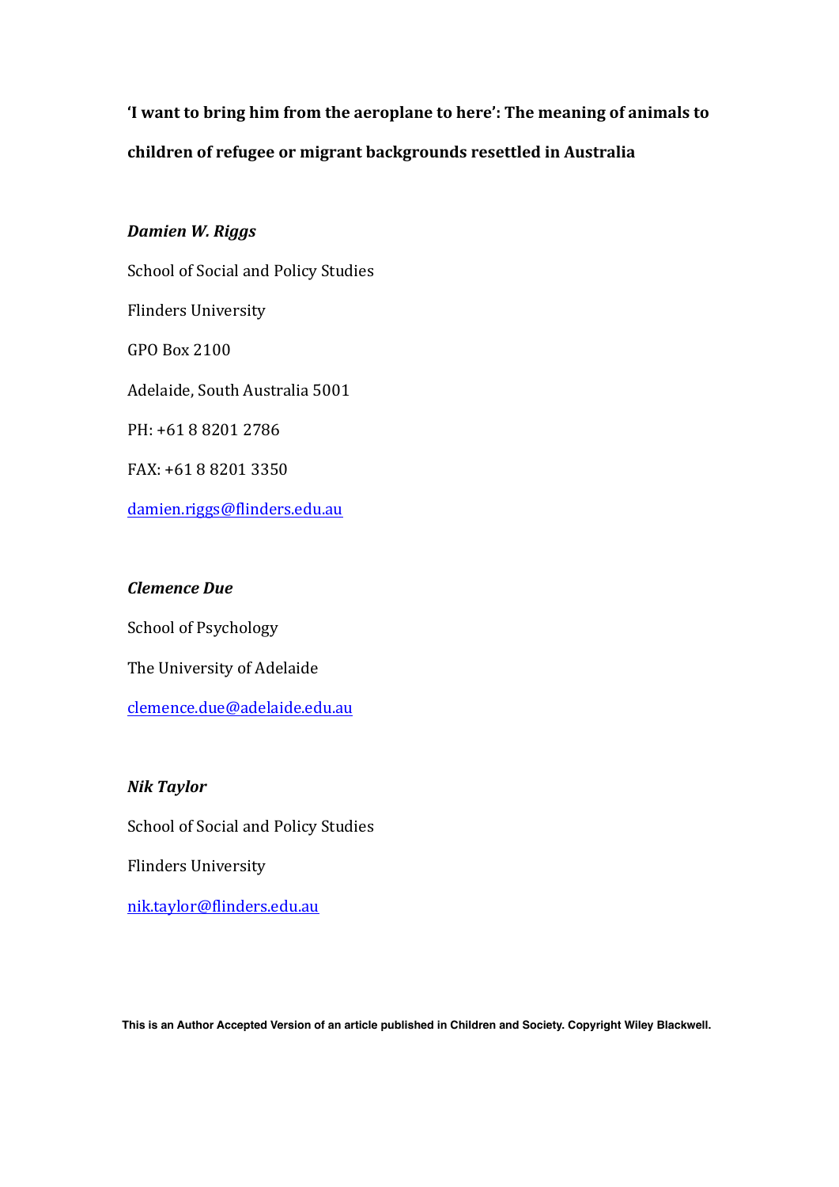**'I want to bring him from the aeroplane to here': The meaning of animals to children of refugee or migrant backgrounds resettled in Australia**

***Damien W. Riggs***

School of Social and Policy Studies

Flinders University

GPO Box 2100

Adelaide, South Australia 5001

PH: +61 8 8201 2786

FAX: +61 8 8201 3350

damien.riggs@flinders.edu.au

***Clemence Due***

School of Psychology

The University of Adelaide

clemence.due@adelaide.edu.au

***Nik Taylor***

School of Social and Policy Studies

Flinders University

nik.taylor@flinders.edu.au

**This is an Author Accepted Version of an article published in Children and Society. Copyright Wiley Blackwell.**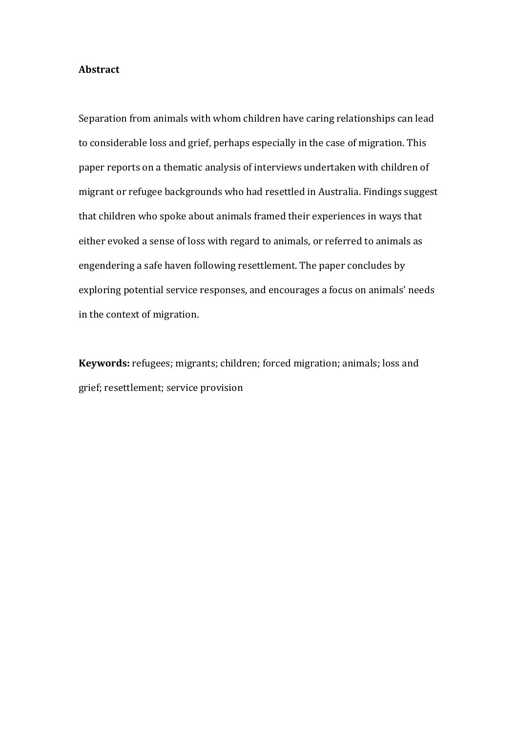**Abstract**

Separation from animals with whom children have caring relationships can lead to considerable loss and grief, perhaps especially in the case of migration. This paper reports on a thematic analysis of interviews undertaken with children of migrant or refugee backgrounds who had resettled in Australia. Findings suggest that children who spoke about animals framed their experiences in ways that either evoked a sense of loss with regard to animals, or referred to animals as engendering a safe haven following resettlement. The paper concludes by exploring potential service responses, and encourages a focus on animals' needs in the context of migration.

**Keywords:** refugees; migrants; children; forced migration; animals; loss and grief; resettlement; service provision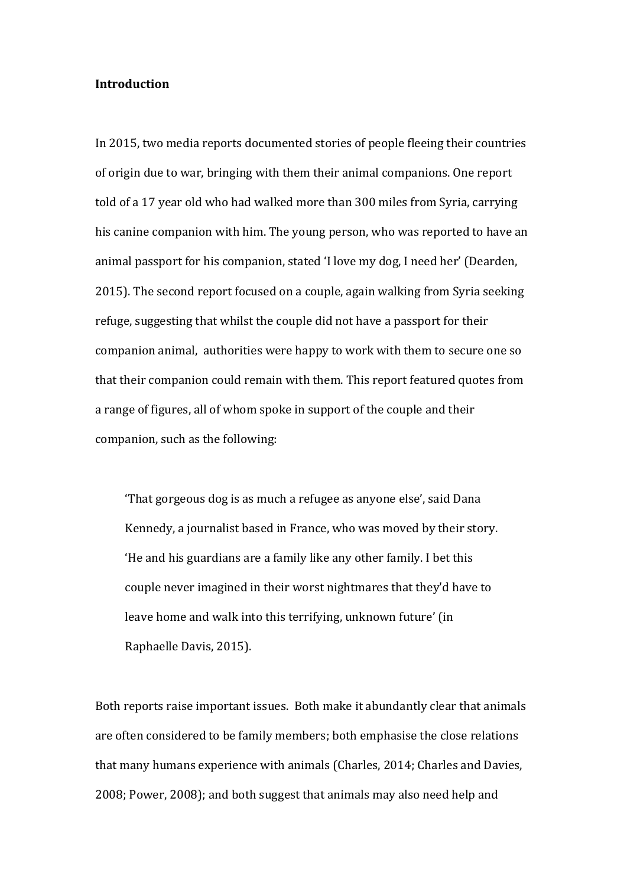**Introduction**

In 2015, two media reports documented stories of people fleeing their countries of origin due to war, bringing with them their animal companions. One report told of a 17 year old who had walked more than 300 miles from Syria, carrying his canine companion with him. The young person, who was reported to have an animal passport for his companion, stated 'I love my dog, I need her' (Dearden, 2015). The second report focused on a couple, again walking from Syria seeking refuge, suggesting that whilst the couple did not have a passport for their companion animal, authorities were happy to work with them to secure one so that their companion could remain with them. This report featured quotes from a range of figures, all of whom spoke in support of the couple and their companion, such as the following:

> 'That gorgeous dog is as much a refugee as anyone else', said Dana Kennedy, a journalist based in France, who was moved by their story. 'He and his guardians are a family like any other family. I bet this couple never imagined in their worst nightmares that they'd have to leave home and walk into this terrifying, unknown future' (in Raphaelle Davis, 2015).

Both reports raise important issues. Both make it abundantly clear that animals are often considered to be family members; both emphasise the close relations that many humans experience with animals (Charles, 2014; Charles and Davies, 2008; Power, 2008); and both suggest that animals may also need help and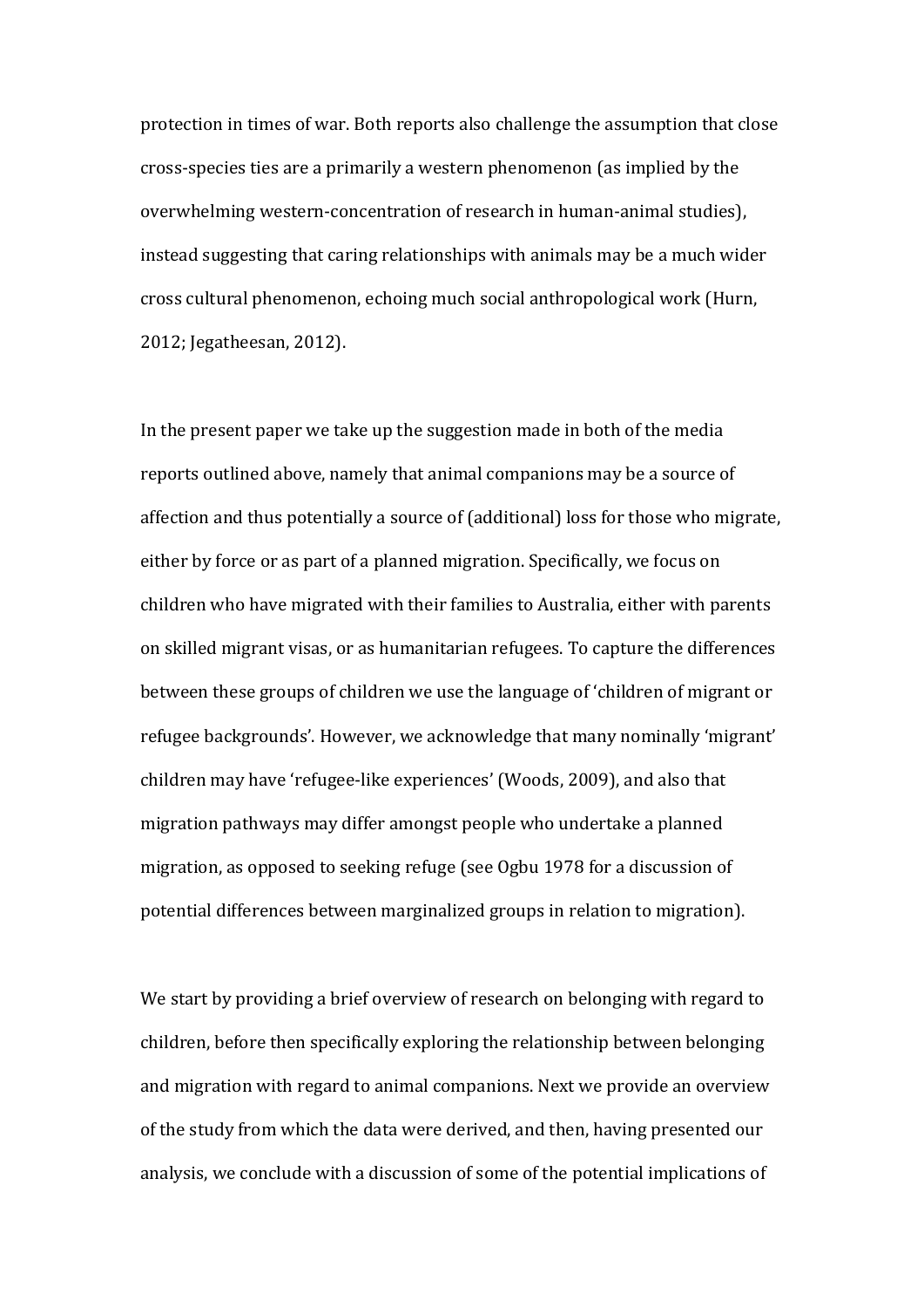protection in times of war. Both reports also challenge the assumption that close cross-species ties are a primarily a western phenomenon (as implied by the overwhelming western-concentration of research in human-animal studies), instead suggesting that caring relationships with animals may be a much wider cross cultural phenomenon, echoing much social anthropological work (Hurn, 2012; Jegatheesan, 2012).

In the present paper we take up the suggestion made in both of the media reports outlined above, namely that animal companions may be a source of affection and thus potentially a source of (additional) loss for those who migrate, either by force or as part of a planned migration. Specifically, we focus on children who have migrated with their families to Australia, either with parents on skilled migrant visas, or as humanitarian refugees. To capture the differences between these groups of children we use the language of 'children of migrant or refugee backgrounds'. However, we acknowledge that many nominally 'migrant' children may have 'refugee-like experiences' (Woods, 2009), and also that migration pathways may differ amongst people who undertake a planned migration, as opposed to seeking refuge (see Ogbu 1978 for a discussion of potential differences between marginalized groups in relation to migration).

We start by providing a brief overview of research on belonging with regard to children, before then specifically exploring the relationship between belonging and migration with regard to animal companions. Next we provide an overview of the study from which the data were derived, and then, having presented our analysis, we conclude with a discussion of some of the potential implications of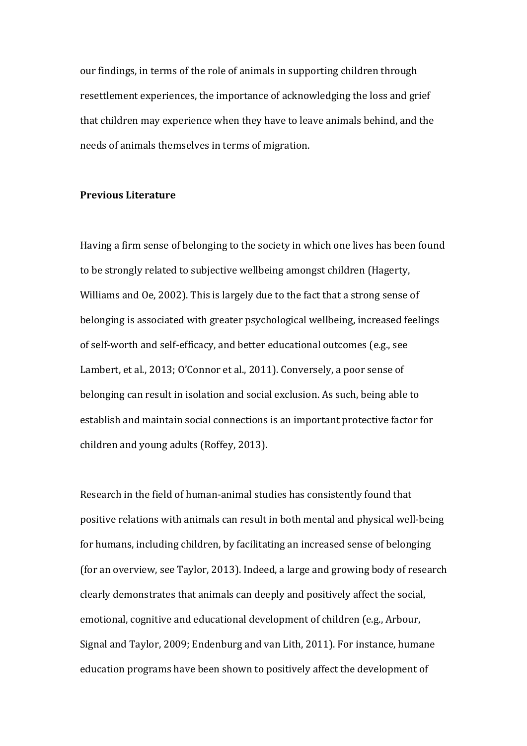our findings, in terms of the role of animals in supporting children through resettlement experiences, the importance of acknowledging the loss and grief that children may experience when they have to leave animals behind, and the needs of animals themselves in terms of migration.

**Previous Literature**

Having a firm sense of belonging to the society in which one lives has been found to be strongly related to subjective wellbeing amongst children (Hagerty, Williams and Oe, 2002). This is largely due to the fact that a strong sense of belonging is associated with greater psychological wellbeing, increased feelings of self-worth and self-efficacy, and better educational outcomes (e.g., see Lambert, et al., 2013; O'Connor et al., 2011). Conversely, a poor sense of belonging can result in isolation and social exclusion. As such, being able to establish and maintain social connections is an important protective factor for children and young adults (Roffey, 2013).

Research in the field of human-animal studies has consistently found that positive relations with animals can result in both mental and physical well-being for humans, including children, by facilitating an increased sense of belonging (for an overview, see Taylor, 2013). Indeed, a large and growing body of research clearly demonstrates that animals can deeply and positively affect the social, emotional, cognitive and educational development of children (e.g., Arbour, Signal and Taylor, 2009; Endenburg and van Lith, 2011). For instance, humane education programs have been shown to positively affect the development of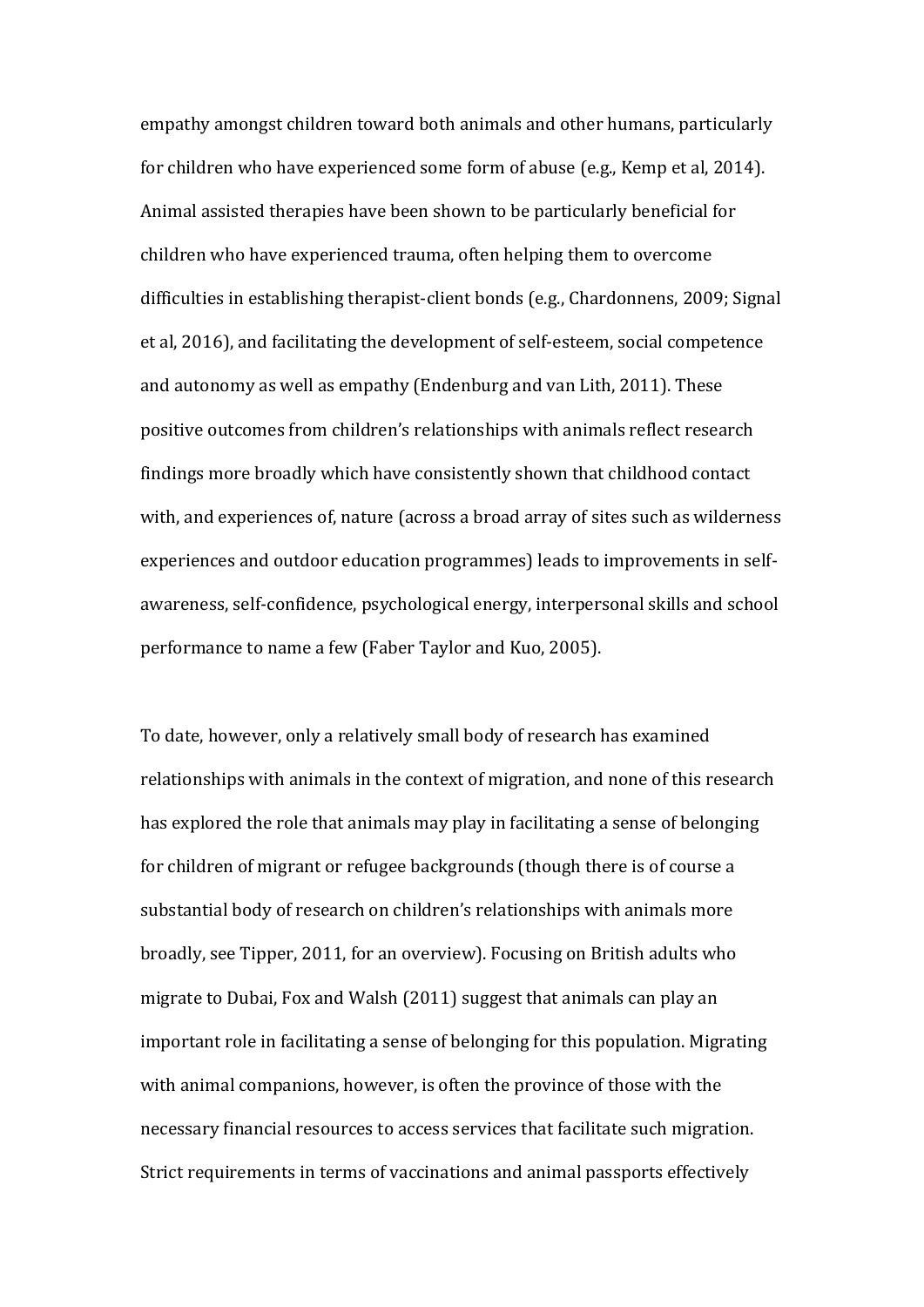empathy amongst children toward both animals and other humans, particularly for children who have experienced some form of abuse (e.g., Kemp et al, 2014). Animal assisted therapies have been shown to be particularly beneficial for children who have experienced trauma, often helping them to overcome difficulties in establishing therapist-client bonds (e.g., Chardonnens, 2009; Signal et al, 2016), and facilitating the development of self-esteem, social competence and autonomy as well as empathy (Endenburg and van Lith, 2011). These positive outcomes from children's relationships with animals reflect research findings more broadly which have consistently shown that childhood contact with, and experiences of, nature (across a broad array of sites such as wilderness experiences and outdoor education programmes) leads to improvements in self-awareness, self-confidence, psychological energy, interpersonal skills and school performance to name a few (Faber Taylor and Kuo, 2005).

To date, however, only a relatively small body of research has examined relationships with animals in the context of migration, and none of this research has explored the role that animals may play in facilitating a sense of belonging for children of migrant or refugee backgrounds (though there is of course a substantial body of research on children's relationships with animals more broadly, see Tipper, 2011, for an overview). Focusing on British adults who migrate to Dubai, Fox and Walsh (2011) suggest that animals can play an important role in facilitating a sense of belonging for this population. Migrating with animal companions, however, is often the province of those with the necessary financial resources to access services that facilitate such migration. Strict requirements in terms of vaccinations and animal passports effectively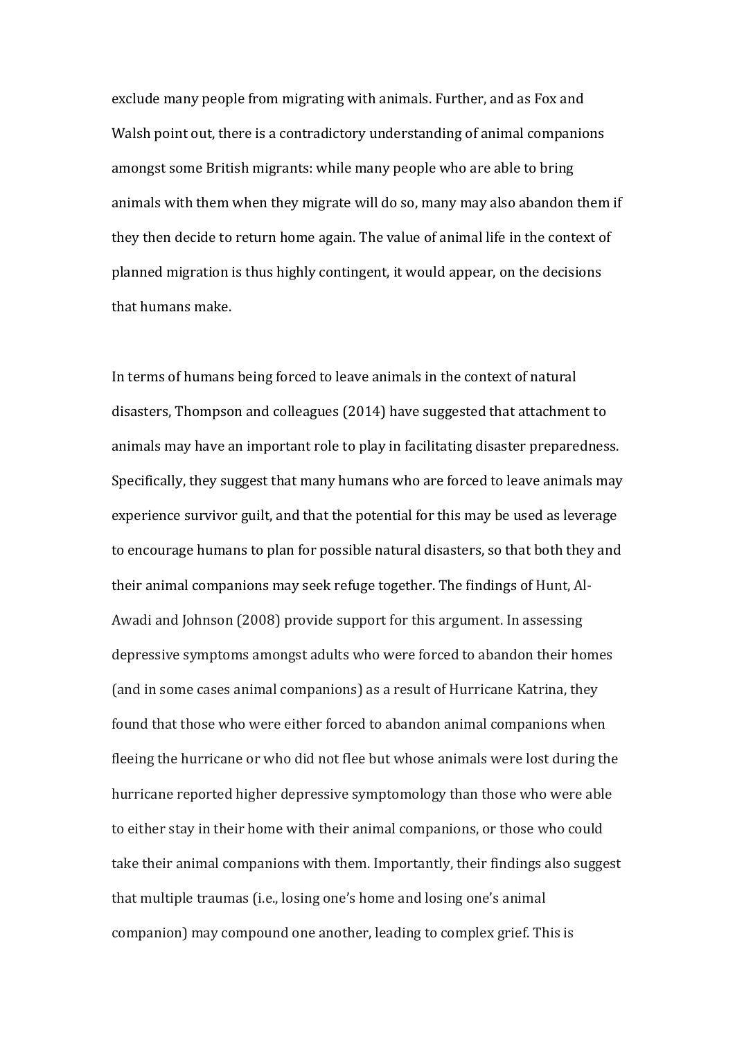exclude many people from migrating with animals. Further, and as Fox and Walsh point out, there is a contradictory understanding of animal companions amongst some British migrants: while many people who are able to bring animals with them when they migrate will do so, many may also abandon them if they then decide to return home again. The value of animal life in the context of planned migration is thus highly contingent, it would appear, on the decisions that humans make.

In terms of humans being forced to leave animals in the context of natural disasters, Thompson and colleagues (2014) have suggested that attachment to animals may have an important role to play in facilitating disaster preparedness. Specifically, they suggest that many humans who are forced to leave animals may experience survivor guilt, and that the potential for this may be used as leverage to encourage humans to plan for possible natural disasters, so that both they and their animal companions may seek refuge together. The findings of Hunt, Al-Awadi and Johnson (2008) provide support for this argument. In assessing depressive symptoms amongst adults who were forced to abandon their homes (and in some cases animal companions) as a result of Hurricane Katrina, they found that those who were either forced to abandon animal companions when fleeing the hurricane or who did not flee but whose animals were lost during the hurricane reported higher depressive symptomology than those who were able to either stay in their home with their animal companions, or those who could take their animal companions with them. Importantly, their findings also suggest that multiple traumas (i.e., losing one's home and losing one's animal companion) may compound one another, leading to complex grief. This is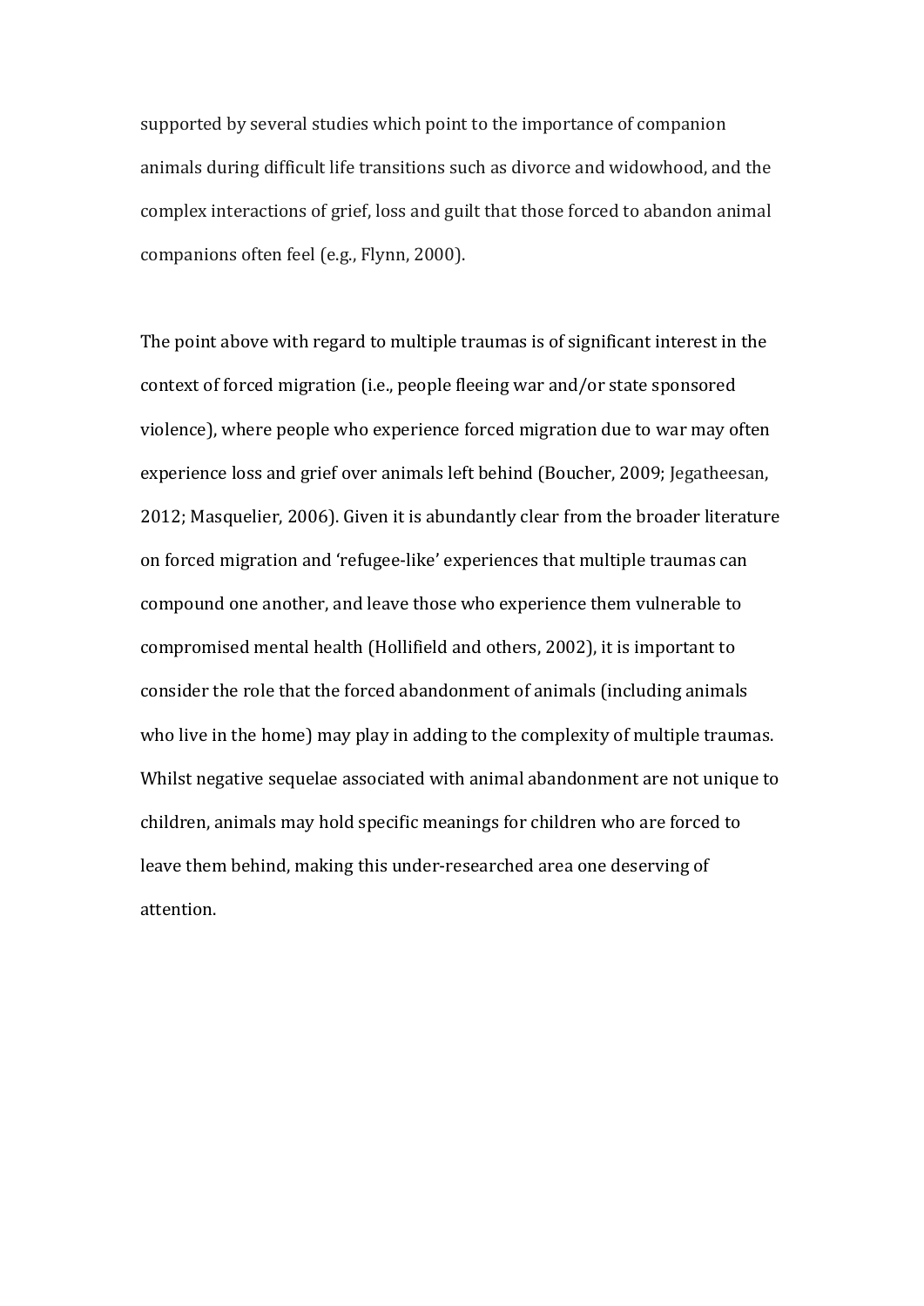supported by several studies which point to the importance of companion animals during difficult life transitions such as divorce and widowhood, and the complex interactions of grief, loss and guilt that those forced to abandon animal companions often feel (e.g., Flynn, 2000).

The point above with regard to multiple traumas is of significant interest in the context of forced migration (i.e., people fleeing war and/or state sponsored violence), where people who experience forced migration due to war may often experience loss and grief over animals left behind (Boucher, 2009; Jegatheesan, 2012; Masquelier, 2006). Given it is abundantly clear from the broader literature on forced migration and 'refugee-like' experiences that multiple traumas can compound one another, and leave those who experience them vulnerable to compromised mental health (Hollifield and others, 2002), it is important to consider the role that the forced abandonment of animals (including animals who live in the home) may play in adding to the complexity of multiple traumas. Whilst negative sequelae associated with animal abandonment are not unique to children, animals may hold specific meanings for children who are forced to leave them behind, making this under-researched area one deserving of attention.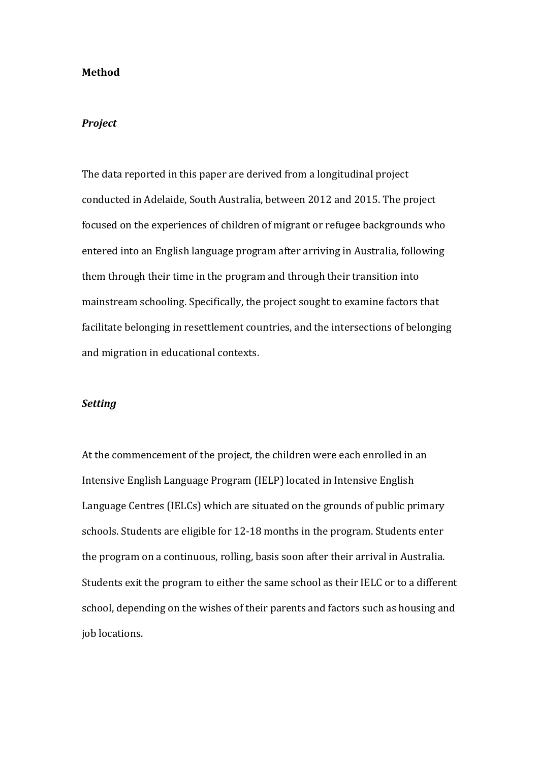## Method

### *Project*

The data reported in this paper are derived from a longitudinal project conducted in Adelaide, South Australia, between 2012 and 2015. The project focused on the experiences of children of migrant or refugee backgrounds who entered into an English language program after arriving in Australia, following them through their time in the program and through their transition into mainstream schooling. Specifically, the project sought to examine factors that facilitate belonging in resettlement countries, and the intersections of belonging and migration in educational contexts.

### *Setting*

At the commencement of the project, the children were each enrolled in an Intensive English Language Program (IELP) located in Intensive English Language Centres (IELCs) which are situated on the grounds of public primary schools. Students are eligible for 12-18 months in the program. Students enter the program on a continuous, rolling, basis soon after their arrival in Australia. Students exit the program to either the same school as their IELC or to a different school, depending on the wishes of their parents and factors such as housing and job locations.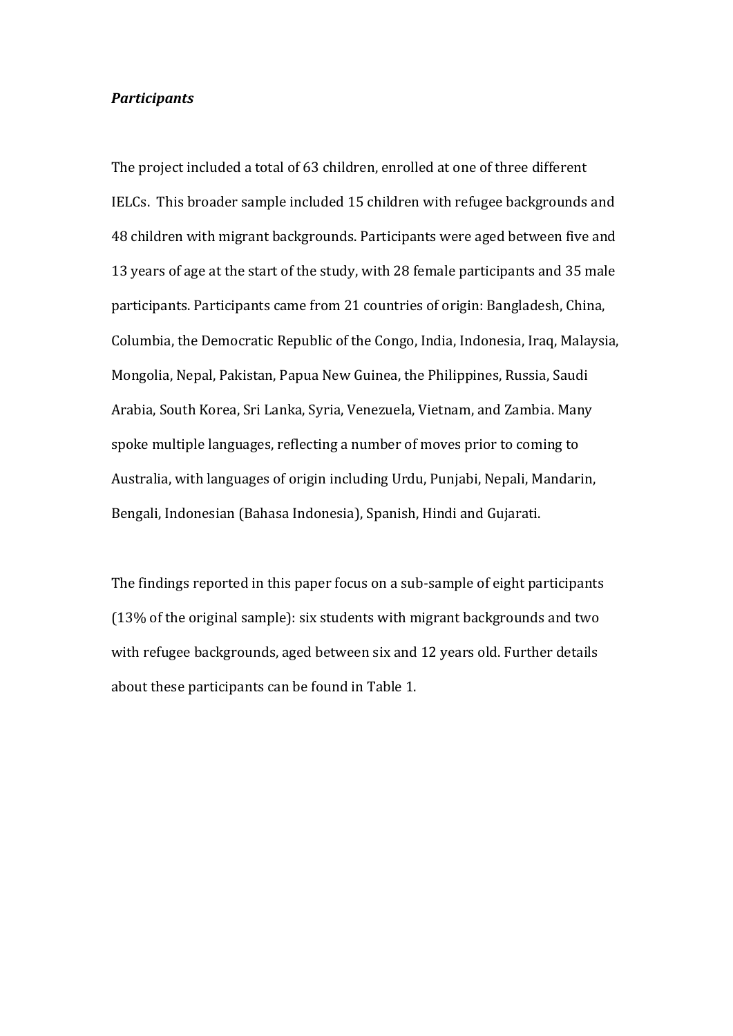***Participants***

The project included a total of 63 children, enrolled at one of three different IELCs. This broader sample included 15 children with refugee backgrounds and 48 children with migrant backgrounds. Participants were aged between five and 13 years of age at the start of the study, with 28 female participants and 35 male participants. Participants came from 21 countries of origin: Bangladesh, China, Columbia, the Democratic Republic of the Congo, India, Indonesia, Iraq, Malaysia, Mongolia, Nepal, Pakistan, Papua New Guinea, the Philippines, Russia, Saudi Arabia, South Korea, Sri Lanka, Syria, Venezuela, Vietnam, and Zambia. Many spoke multiple languages, reflecting a number of moves prior to coming to Australia, with languages of origin including Urdu, Punjabi, Nepali, Mandarin, Bengali, Indonesian (Bahasa Indonesia), Spanish, Hindi and Gujarati.

The findings reported in this paper focus on a sub-sample of eight participants (13% of the original sample): six students with migrant backgrounds and two with refugee backgrounds, aged between six and 12 years old. Further details about these participants can be found in Table 1.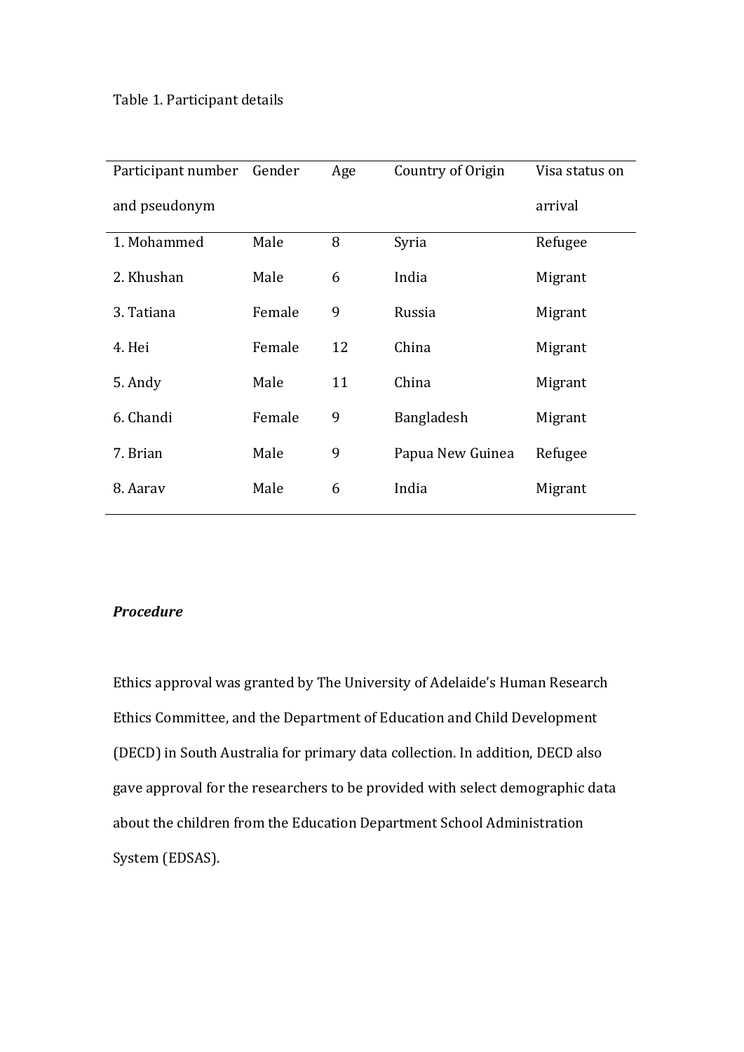Table 1. Participant details

| Participant number and pseudonym | Gender | Age | Country of Origin | Visa status on arrival |
|---|---|---|---|---|
| 1. Mohammed | Male | 8 | Syria | Refugee |
| 2. Khushan | Male | 6 | India | Migrant |
| 3. Tatiana | Female | 9 | Russia | Migrant |
| 4. Hei | Female | 12 | China | Migrant |
| 5. Andy | Male | 11 | China | Migrant |
| 6. Chandi | Female | 9 | Bangladesh | Migrant |
| 7. Brian | Male | 9 | Papua New Guinea | Refugee |
| 8. Aarav | Male | 6 | India | Migrant |

***Procedure***

Ethics approval was granted by The University of Adelaide's Human Research Ethics Committee, and the Department of Education and Child Development (DECD) in South Australia for primary data collection. In addition, DECD also gave approval for the researchers to be provided with select demographic data about the children from the Education Department School Administration System (EDSAS).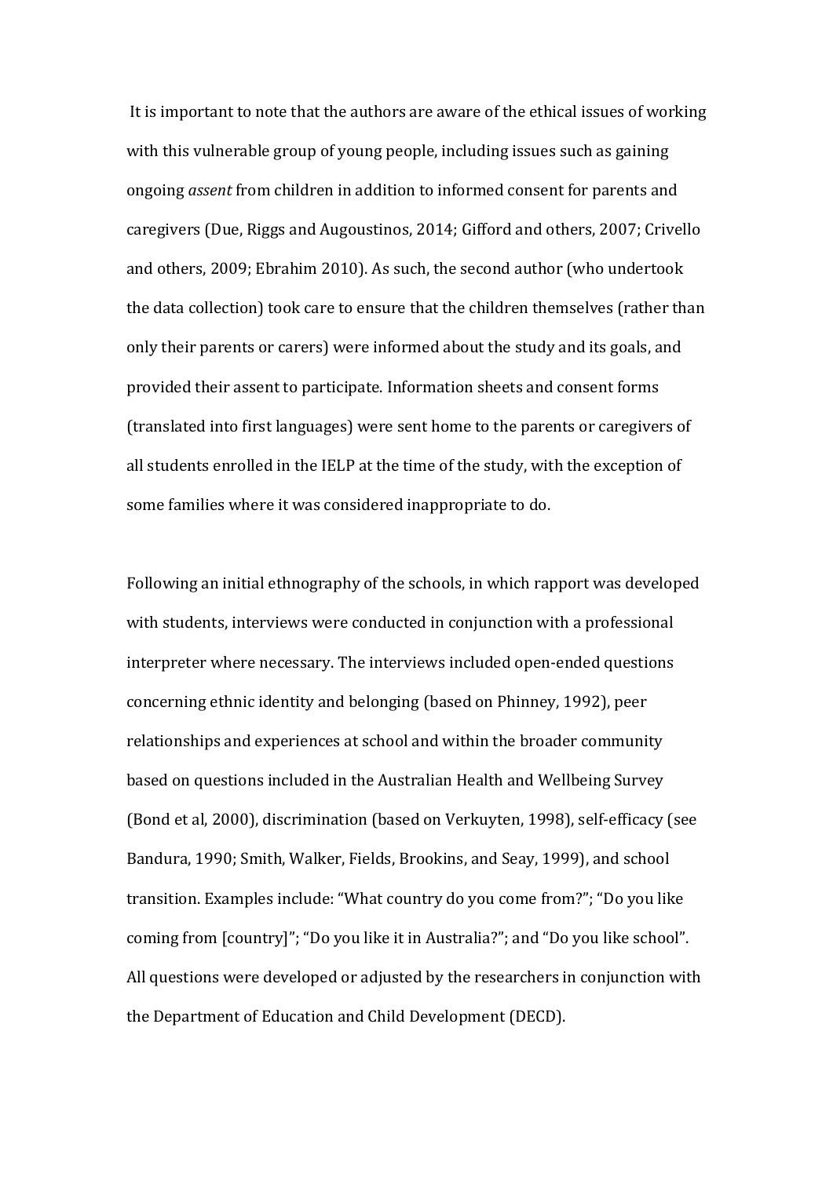It is important to note that the authors are aware of the ethical issues of working with this vulnerable group of young people, including issues such as gaining ongoing *assent* from children in addition to informed consent for parents and caregivers (Due, Riggs and Augoustinos, 2014; Gifford and others, 2007; Crivello and others, 2009; Ebrahim 2010). As such, the second author (who undertook the data collection) took care to ensure that the children themselves (rather than only their parents or carers) were informed about the study and its goals, and provided their assent to participate. Information sheets and consent forms (translated into first languages) were sent home to the parents or caregivers of all students enrolled in the IELP at the time of the study, with the exception of some families where it was considered inappropriate to do.

Following an initial ethnography of the schools, in which rapport was developed with students, interviews were conducted in conjunction with a professional interpreter where necessary. The interviews included open-ended questions concerning ethnic identity and belonging (based on Phinney, 1992), peer relationships and experiences at school and within the broader community based on questions included in the Australian Health and Wellbeing Survey (Bond et al, 2000), discrimination (based on Verkuyten, 1998), self-efficacy (see Bandura, 1990; Smith, Walker, Fields, Brookins, and Seay, 1999), and school transition. Examples include: "What country do you come from?"; "Do you like coming from [country]"; "Do you like it in Australia?"; and "Do you like school". All questions were developed or adjusted by the researchers in conjunction with the Department of Education and Child Development (DECD).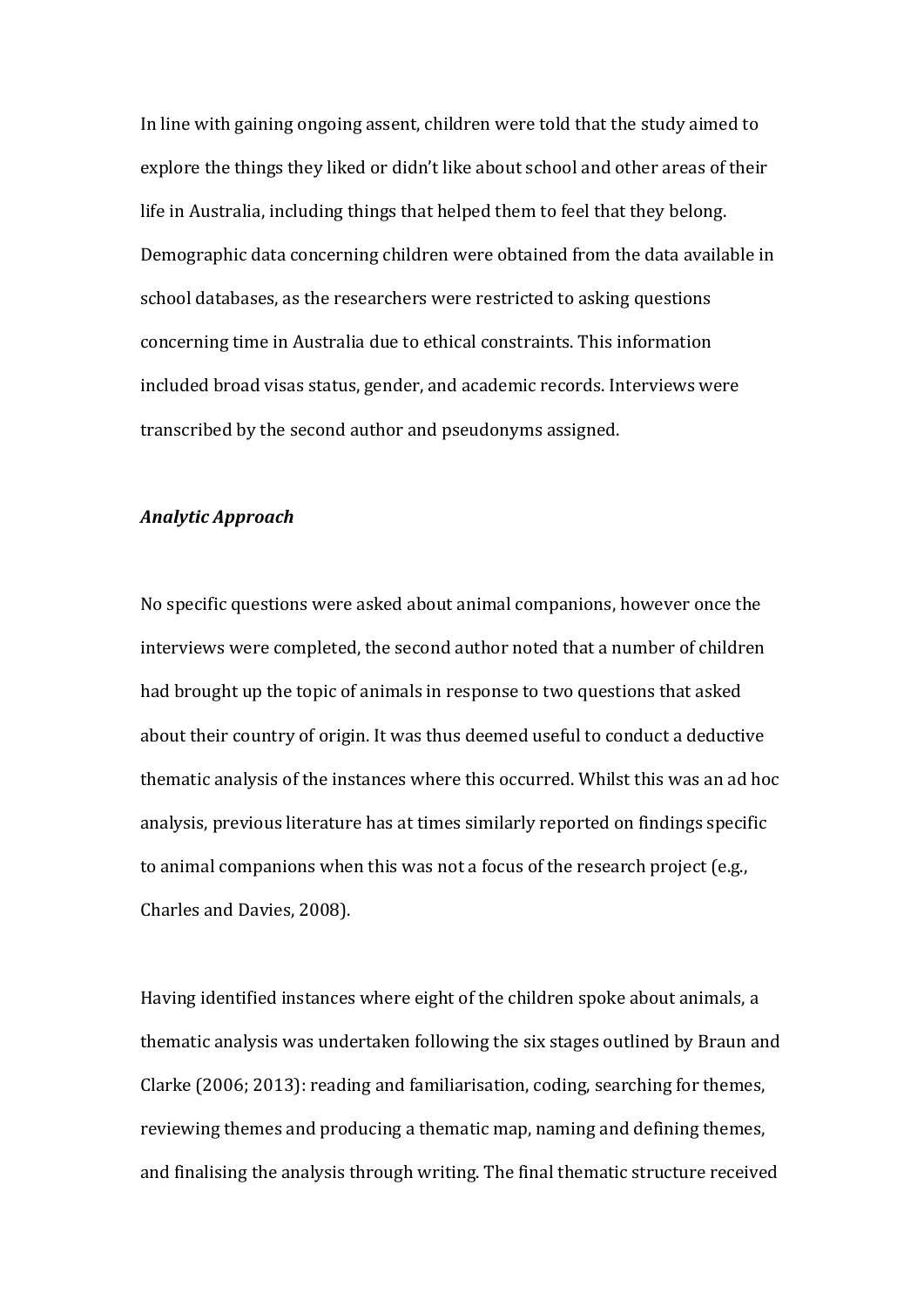In line with gaining ongoing assent, children were told that the study aimed to explore the things they liked or didn't like about school and other areas of their life in Australia, including things that helped them to feel that they belong. Demographic data concerning children were obtained from the data available in school databases, as the researchers were restricted to asking questions concerning time in Australia due to ethical constraints. This information included broad visas status, gender, and academic records. Interviews were transcribed by the second author and pseudonyms assigned.

### *Analytic Approach*

No specific questions were asked about animal companions, however once the interviews were completed, the second author noted that a number of children had brought up the topic of animals in response to two questions that asked about their country of origin. It was thus deemed useful to conduct a deductive thematic analysis of the instances where this occurred. Whilst this was an ad hoc analysis, previous literature has at times similarly reported on findings specific to animal companions when this was not a focus of the research project (e.g., Charles and Davies, 2008).

Having identified instances where eight of the children spoke about animals, a thematic analysis was undertaken following the six stages outlined by Braun and Clarke (2006; 2013): reading and familiarisation, coding, searching for themes, reviewing themes and producing a thematic map, naming and defining themes, and finalising the analysis through writing. The final thematic structure received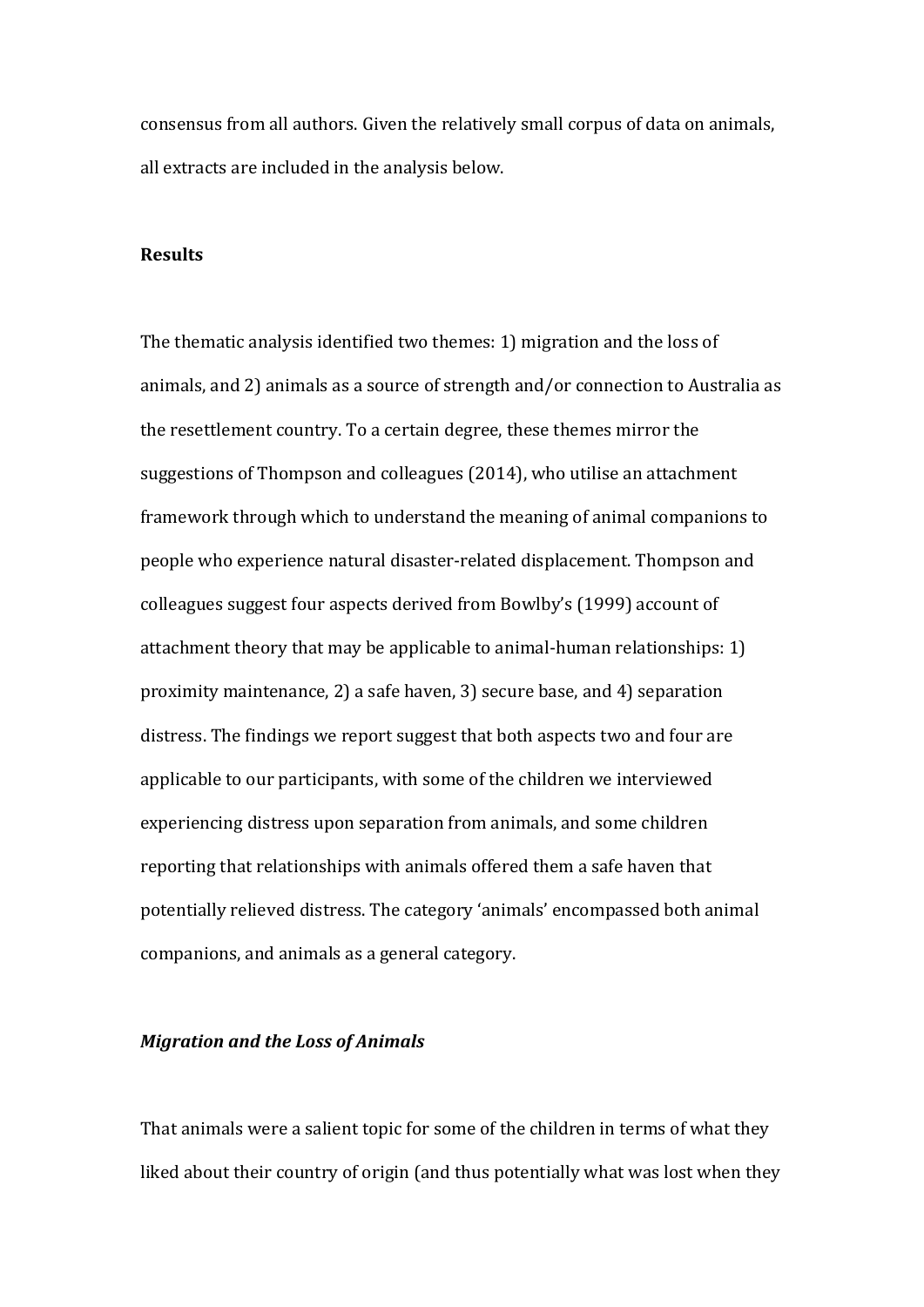consensus from all authors. Given the relatively small corpus of data on animals, all extracts are included in the analysis below.

## Results

The thematic analysis identified two themes: 1) migration and the loss of animals, and 2) animals as a source of strength and/or connection to Australia as the resettlement country. To a certain degree, these themes mirror the suggestions of Thompson and colleagues (2014), who utilise an attachment framework through which to understand the meaning of animal companions to people who experience natural disaster-related displacement. Thompson and colleagues suggest four aspects derived from Bowlby's (1999) account of attachment theory that may be applicable to animal-human relationships: 1) proximity maintenance, 2) a safe haven, 3) secure base, and 4) separation distress. The findings we report suggest that both aspects two and four are applicable to our participants, with some of the children we interviewed experiencing distress upon separation from animals, and some children reporting that relationships with animals offered them a safe haven that potentially relieved distress. The category 'animals' encompassed both animal companions, and animals as a general category.

### *Migration and the Loss of Animals*

That animals were a salient topic for some of the children in terms of what they liked about their country of origin (and thus potentially what was lost when they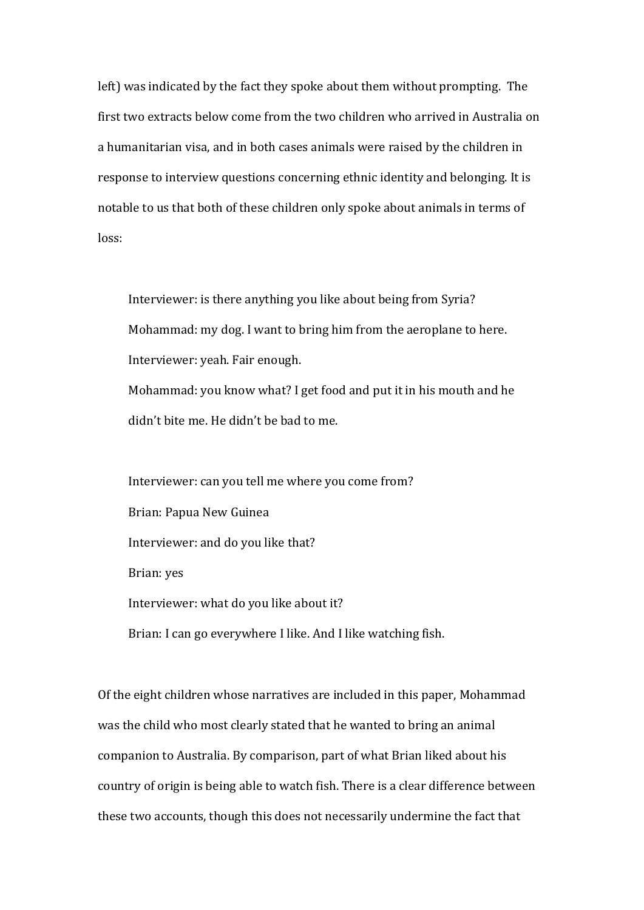left) was indicated by the fact they spoke about them without prompting. The first two extracts below come from the two children who arrived in Australia on a humanitarian visa, and in both cases animals were raised by the children in response to interview questions concerning ethnic identity and belonging. It is notable to us that both of these children only spoke about animals in terms of loss:

> Interviewer: is there anything you like about being from Syria?
> Mohammad: my dog. I want to bring him from the aeroplane to here.
> Interviewer: yeah. Fair enough.
> Mohammad: you know what? I get food and put it in his mouth and he didn't bite me. He didn't be bad to me.

> Interviewer: can you tell me where you come from?
> Brian: Papua New Guinea
> Interviewer: and do you like that?
> Brian: yes
> Interviewer: what do you like about it?
> Brian: I can go everywhere I like. And I like watching fish.

Of the eight children whose narratives are included in this paper, Mohammad was the child who most clearly stated that he wanted to bring an animal companion to Australia. By comparison, part of what Brian liked about his country of origin is being able to watch fish. There is a clear difference between these two accounts, though this does not necessarily undermine the fact that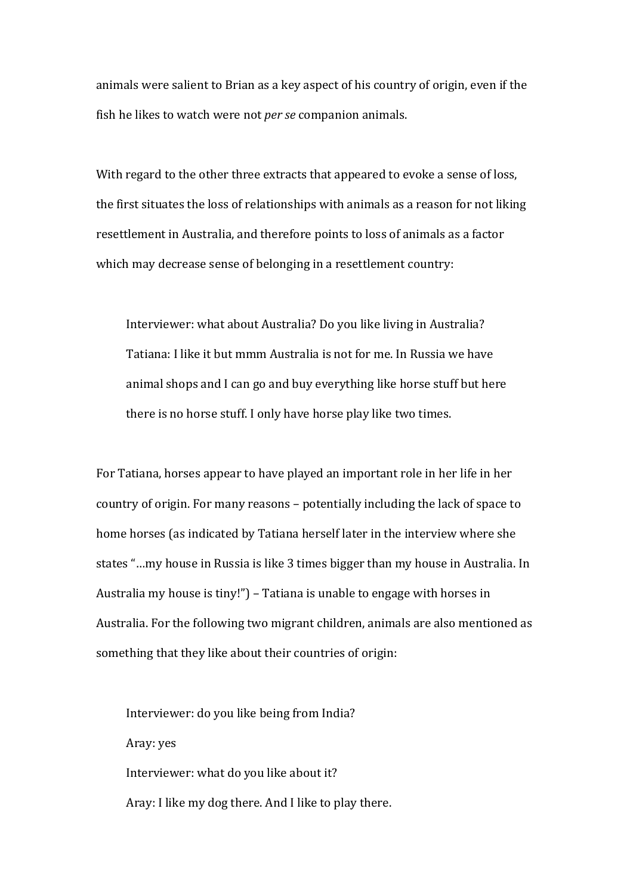animals were salient to Brian as a key aspect of his country of origin, even if the fish he likes to watch were not *per se* companion animals.

With regard to the other three extracts that appeared to evoke a sense of loss, the first situates the loss of relationships with animals as a reason for not liking resettlement in Australia, and therefore points to loss of animals as a factor which may decrease sense of belonging in a resettlement country:

> Interviewer: what about Australia? Do you like living in Australia?
> Tatiana: I like it but mmm Australia is not for me. In Russia we have animal shops and I can go and buy everything like horse stuff but here there is no horse stuff. I only have horse play like two times.

For Tatiana, horses appear to have played an important role in her life in her country of origin. For many reasons – potentially including the lack of space to home horses (as indicated by Tatiana herself later in the interview where she states "…my house in Russia is like 3 times bigger than my house in Australia. In Australia my house is tiny!") – Tatiana is unable to engage with horses in Australia. For the following two migrant children, animals are also mentioned as something that they like about their countries of origin:

> Interviewer: do you like being from India?
> Aray: yes
> Interviewer: what do you like about it?
> Aray: I like my dog there. And I like to play there.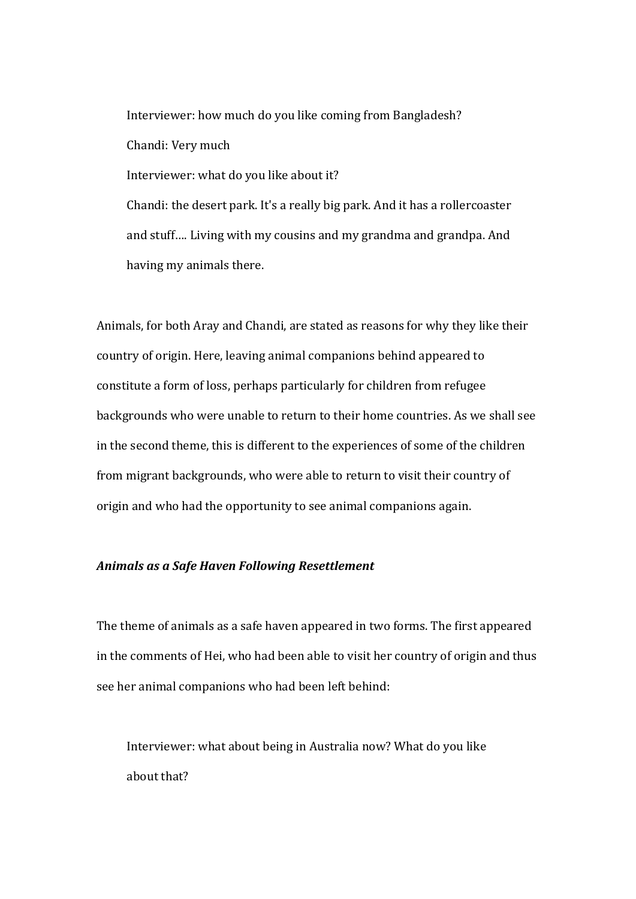> Interviewer: how much do you like coming from Bangladesh?
>
> Chandi: Very much
>
> Interviewer: what do you like about it?
>
> Chandi: the desert park. It's a really big park. And it has a rollercoaster and stuff…. Living with my cousins and my grandma and grandpa. And having my animals there.

Animals, for both Aray and Chandi, are stated as reasons for why they like their country of origin. Here, leaving animal companions behind appeared to constitute a form of loss, perhaps particularly for children from refugee backgrounds who were unable to return to their home countries. As we shall see in the second theme, this is different to the experiences of some of the children from migrant backgrounds, who were able to return to visit their country of origin and who had the opportunity to see animal companions again.

***Animals as a Safe Haven Following Resettlement***

The theme of animals as a safe haven appeared in two forms. The first appeared in the comments of Hei, who had been able to visit her country of origin and thus see her animal companions who had been left behind:

> Interviewer: what about being in Australia now? What do you like about that?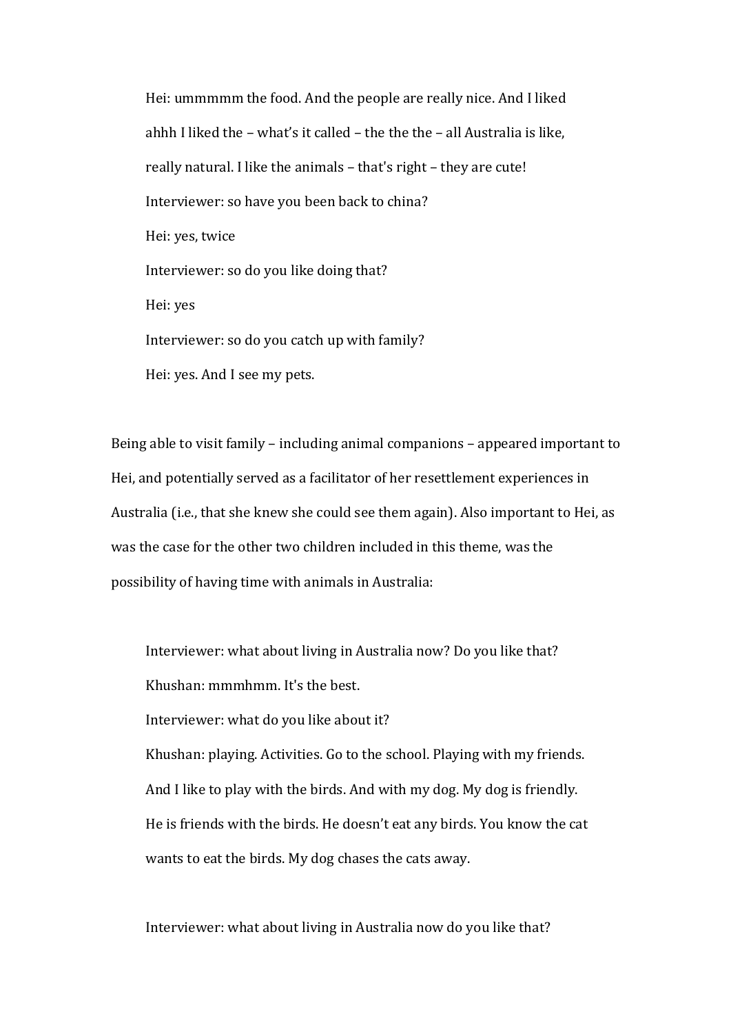> Hei: ummmmm the food. And the people are really nice. And I liked ahhh I liked the – what's it called – the the the – all Australia is like, really natural. I like the animals – that's right – they are cute!
>
> Interviewer: so have you been back to china?
>
> Hei: yes, twice
>
> Interviewer: so do you like doing that?
>
> Hei: yes
>
> Interviewer: so do you catch up with family?
>
> Hei: yes. And I see my pets.

Being able to visit family – including animal companions – appeared important to Hei, and potentially served as a facilitator of her resettlement experiences in Australia (i.e., that she knew she could see them again). Also important to Hei, as was the case for the other two children included in this theme, was the possibility of having time with animals in Australia:

> Interviewer: what about living in Australia now? Do you like that?
>
> Khushan: mmmhmm. It's the best.
>
> Interviewer: what do you like about it?
>
> Khushan: playing. Activities. Go to the school. Playing with my friends. And I like to play with the birds. And with my dog. My dog is friendly. He is friends with the birds. He doesn't eat any birds. You know the cat wants to eat the birds. My dog chases the cats away.

> Interviewer: what about living in Australia now do you like that?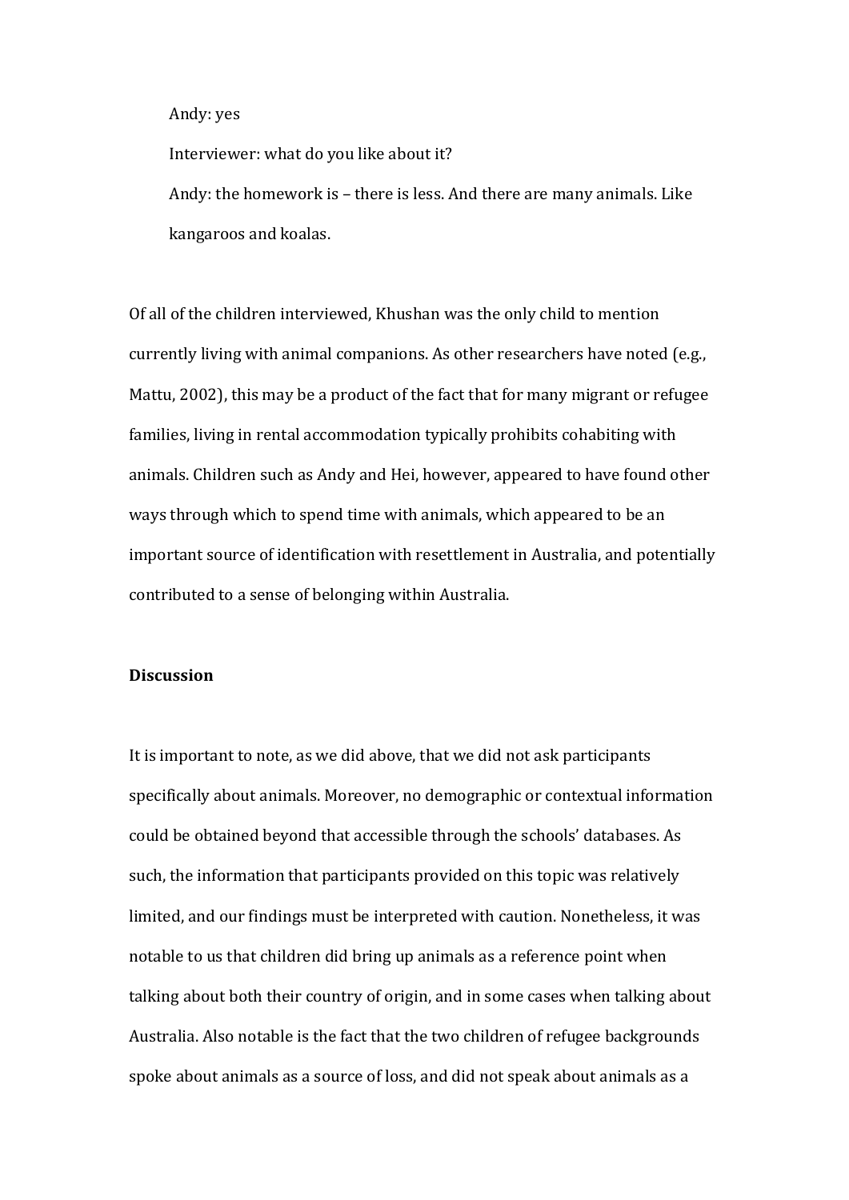Andy: yes

Interviewer: what do you like about it?

Andy: the homework is – there is less. And there are many animals. Like kangaroos and koalas.

Of all of the children interviewed, Khushan was the only child to mention currently living with animal companions. As other researchers have noted (e.g., Mattu, 2002), this may be a product of the fact that for many migrant or refugee families, living in rental accommodation typically prohibits cohabiting with animals. Children such as Andy and Hei, however, appeared to have found other ways through which to spend time with animals, which appeared to be an important source of identification with resettlement in Australia, and potentially contributed to a sense of belonging within Australia.

**Discussion**

It is important to note, as we did above, that we did not ask participants specifically about animals. Moreover, no demographic or contextual information could be obtained beyond that accessible through the schools' databases. As such, the information that participants provided on this topic was relatively limited, and our findings must be interpreted with caution. Nonetheless, it was notable to us that children did bring up animals as a reference point when talking about both their country of origin, and in some cases when talking about Australia. Also notable is the fact that the two children of refugee backgrounds spoke about animals as a source of loss, and did not speak about animals as a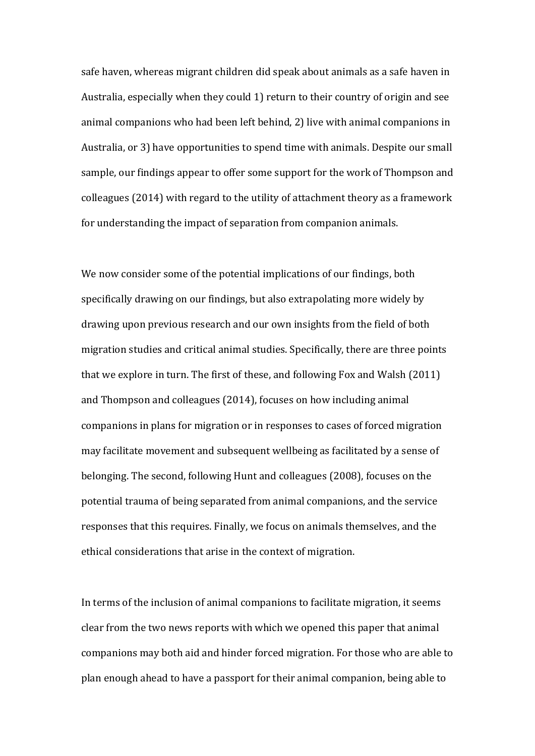safe haven, whereas migrant children did speak about animals as a safe haven in Australia, especially when they could 1) return to their country of origin and see animal companions who had been left behind, 2) live with animal companions in Australia, or 3) have opportunities to spend time with animals. Despite our small sample, our findings appear to offer some support for the work of Thompson and colleagues (2014) with regard to the utility of attachment theory as a framework for understanding the impact of separation from companion animals.

We now consider some of the potential implications of our findings, both specifically drawing on our findings, but also extrapolating more widely by drawing upon previous research and our own insights from the field of both migration studies and critical animal studies. Specifically, there are three points that we explore in turn. The first of these, and following Fox and Walsh (2011) and Thompson and colleagues (2014), focuses on how including animal companions in plans for migration or in responses to cases of forced migration may facilitate movement and subsequent wellbeing as facilitated by a sense of belonging. The second, following Hunt and colleagues (2008), focuses on the potential trauma of being separated from animal companions, and the service responses that this requires. Finally, we focus on animals themselves, and the ethical considerations that arise in the context of migration.

In terms of the inclusion of animal companions to facilitate migration, it seems clear from the two news reports with which we opened this paper that animal companions may both aid and hinder forced migration. For those who are able to plan enough ahead to have a passport for their animal companion, being able to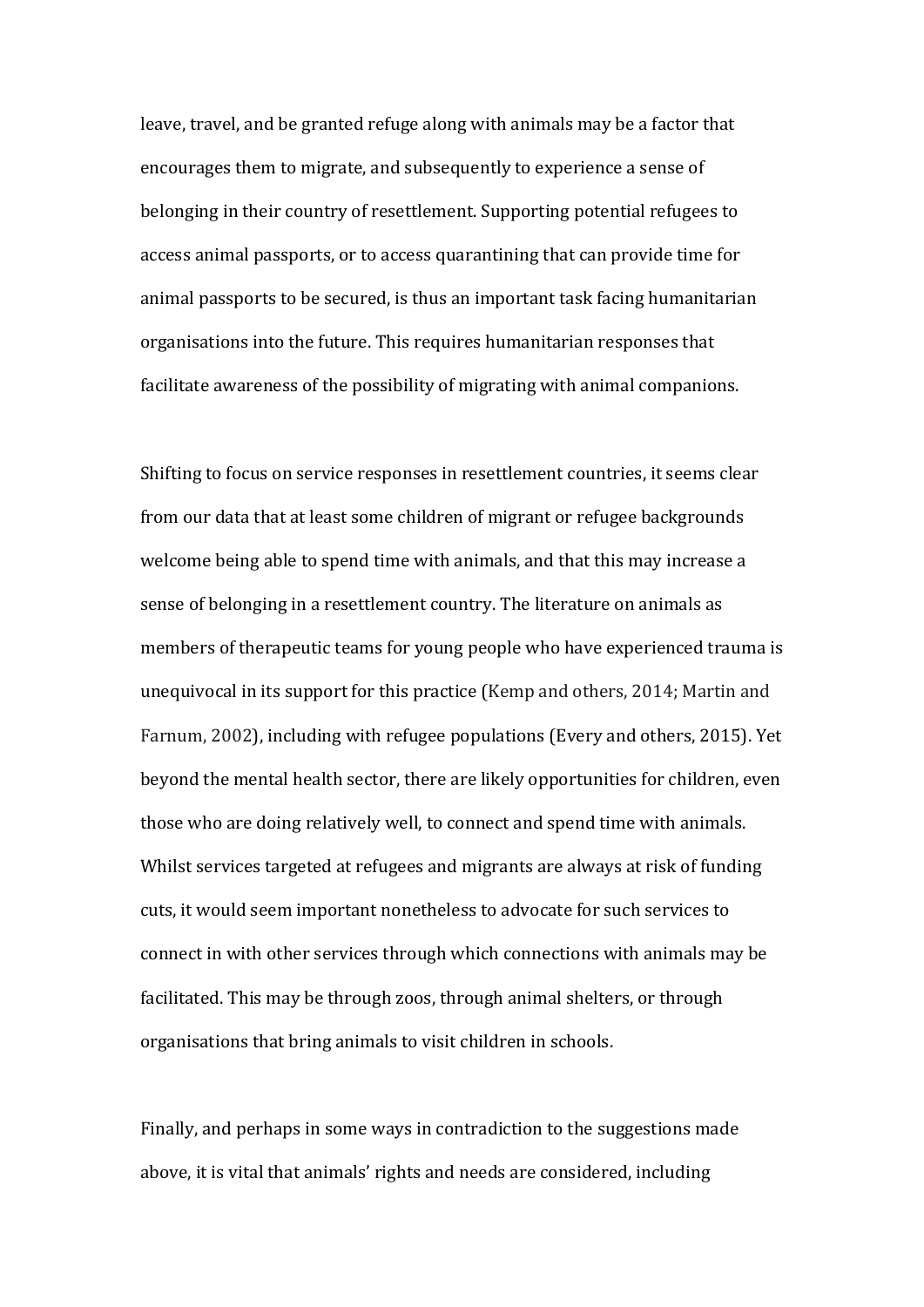leave, travel, and be granted refuge along with animals may be a factor that encourages them to migrate, and subsequently to experience a sense of belonging in their country of resettlement. Supporting potential refugees to access animal passports, or to access quarantining that can provide time for animal passports to be secured, is thus an important task facing humanitarian organisations into the future. This requires humanitarian responses that facilitate awareness of the possibility of migrating with animal companions.

Shifting to focus on service responses in resettlement countries, it seems clear from our data that at least some children of migrant or refugee backgrounds welcome being able to spend time with animals, and that this may increase a sense of belonging in a resettlement country. The literature on animals as members of therapeutic teams for young people who have experienced trauma is unequivocal in its support for this practice (Kemp and others, 2014; Martin and Farnum, 2002), including with refugee populations (Every and others, 2015). Yet beyond the mental health sector, there are likely opportunities for children, even those who are doing relatively well, to connect and spend time with animals. Whilst services targeted at refugees and migrants are always at risk of funding cuts, it would seem important nonetheless to advocate for such services to connect in with other services through which connections with animals may be facilitated. This may be through zoos, through animal shelters, or through organisations that bring animals to visit children in schools.

Finally, and perhaps in some ways in contradiction to the suggestions made above, it is vital that animals' rights and needs are considered, including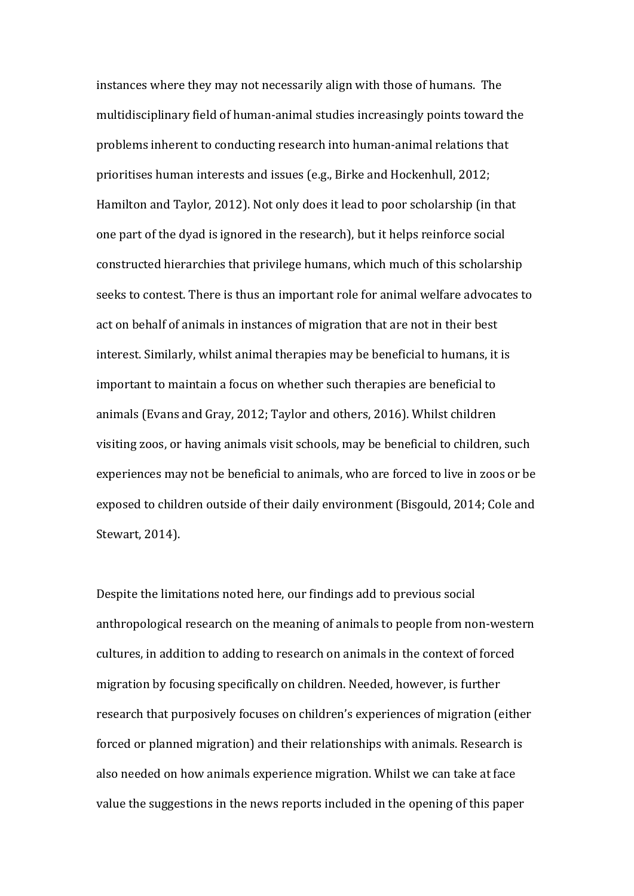instances where they may not necessarily align with those of humans. The multidisciplinary field of human-animal studies increasingly points toward the problems inherent to conducting research into human-animal relations that prioritises human interests and issues (e.g., Birke and Hockenhull, 2012; Hamilton and Taylor, 2012). Not only does it lead to poor scholarship (in that one part of the dyad is ignored in the research), but it helps reinforce social constructed hierarchies that privilege humans, which much of this scholarship seeks to contest. There is thus an important role for animal welfare advocates to act on behalf of animals in instances of migration that are not in their best interest. Similarly, whilst animal therapies may be beneficial to humans, it is important to maintain a focus on whether such therapies are beneficial to animals (Evans and Gray, 2012; Taylor and others, 2016). Whilst children visiting zoos, or having animals visit schools, may be beneficial to children, such experiences may not be beneficial to animals, who are forced to live in zoos or be exposed to children outside of their daily environment (Bisgould, 2014; Cole and Stewart, 2014).

Despite the limitations noted here, our findings add to previous social anthropological research on the meaning of animals to people from non-western cultures, in addition to adding to research on animals in the context of forced migration by focusing specifically on children. Needed, however, is further research that purposively focuses on children's experiences of migration (either forced or planned migration) and their relationships with animals. Research is also needed on how animals experience migration. Whilst we can take at face value the suggestions in the news reports included in the opening of this paper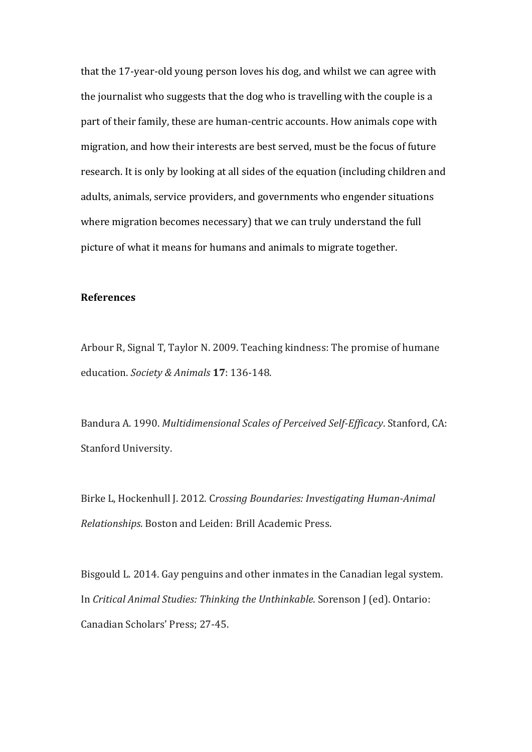that the 17-year-old young person loves his dog, and whilst we can agree with the journalist who suggests that the dog who is travelling with the couple is a part of their family, these are human-centric accounts. How animals cope with migration, and how their interests are best served, must be the focus of future research. It is only by looking at all sides of the equation (including children and adults, animals, service providers, and governments who engender situations where migration becomes necessary) that we can truly understand the full picture of what it means for humans and animals to migrate together.

**References**

Arbour R, Signal T, Taylor N. 2009. Teaching kindness: The promise of humane education. *Society & Animals* **17**: 136-148.

Bandura A. 1990. *Multidimensional Scales of Perceived Self-Efficacy*. Stanford, CA: Stanford University.

Birke L, Hockenhull J. 2012. C*rossing Boundaries: Investigating Human-Animal Relationships*. Boston and Leiden: Brill Academic Press.

Bisgould L. 2014. Gay penguins and other inmates in the Canadian legal system. In *Critical Animal Studies: Thinking the Unthinkable*. Sorenson J (ed). Ontario: Canadian Scholars' Press; 27-45.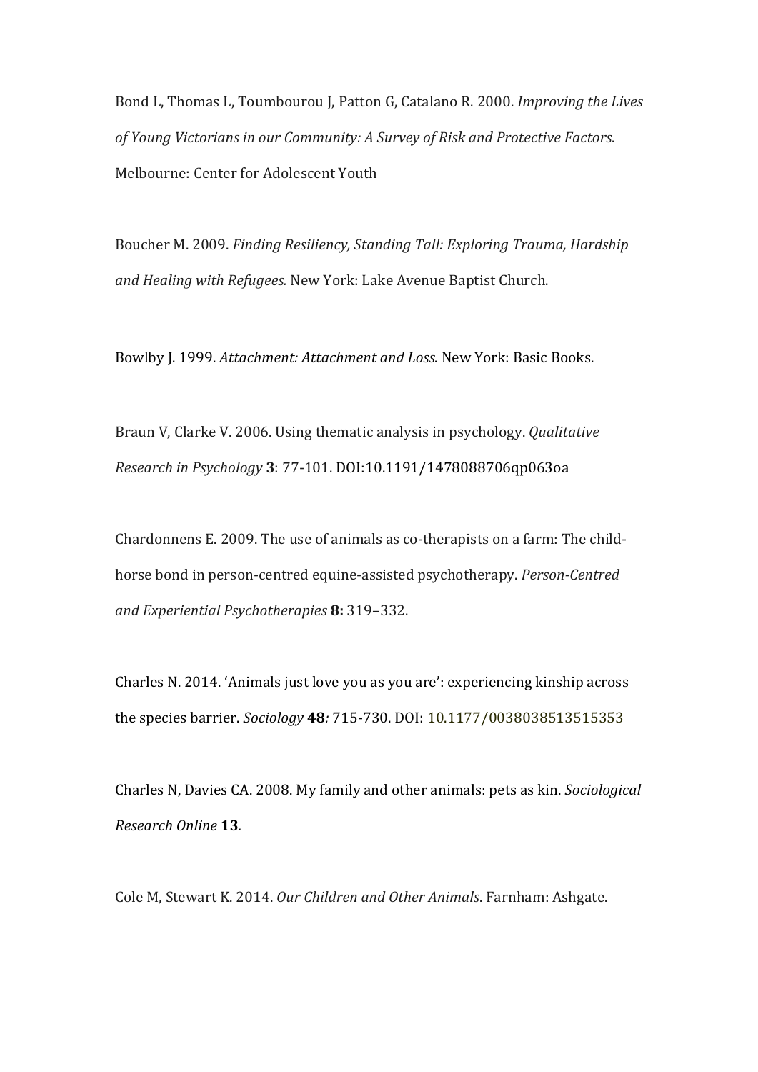Bond L, Thomas L, Toumbourou J, Patton G, Catalano R. 2000. *Improving the Lives of Young Victorians in our Community: A Survey of Risk and Protective Factors*. Melbourne: Center for Adolescent Youth

Boucher M. 2009. *Finding Resiliency, Standing Tall: Exploring Trauma, Hardship and Healing with Refugees.* New York: Lake Avenue Baptist Church.

Bowlby J. 1999. *Attachment: Attachment and Loss.* New York: Basic Books.

Braun V, Clarke V. 2006. Using thematic analysis in psychology. *Qualitative Research in Psychology* **3**: 77-101. DOI:10.1191/1478088706qp063oa

Chardonnens E. 2009. The use of animals as co-therapists on a farm: The child-horse bond in person-centred equine-assisted psychotherapy. *Person-Centred and Experiential Psychotherapies* **8:** 319–332.

Charles N. 2014. 'Animals just love you as you are': experiencing kinship across the species barrier. *Sociology* **48***:* 715-730. DOI: 10.1177/0038038513515353

Charles N, Davies CA. 2008. My family and other animals: pets as kin. *Sociological Research Online* **13***.*

Cole M, Stewart K. 2014. *Our Children and Other Animals*. Farnham: Ashgate.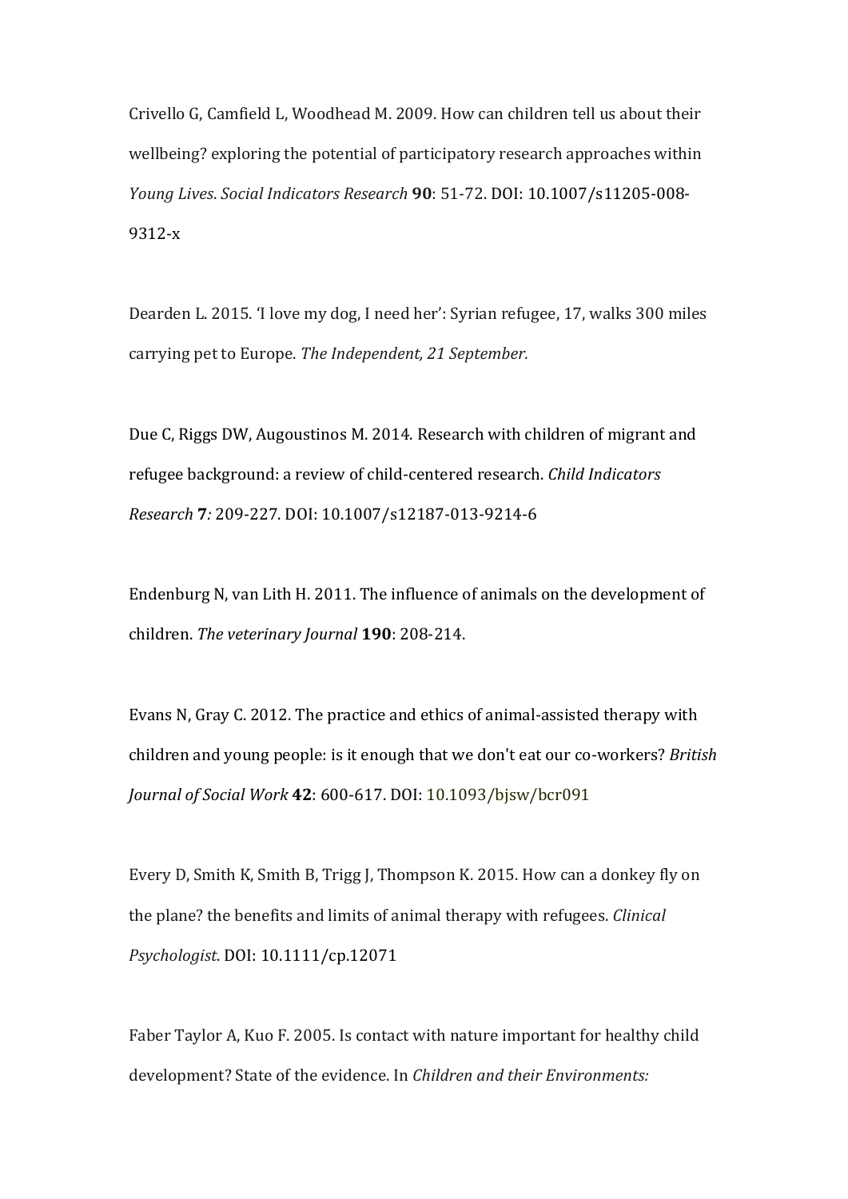Crivello G, Camfield L, Woodhead M. 2009. How can children tell us about their wellbeing? exploring the potential of participatory research approaches within *Young Lives*. *Social Indicators Research* **90**: 51-72. DOI: 10.1007/s11205-008-9312-x

Dearden L. 2015. 'I love my dog, I need her': Syrian refugee, 17, walks 300 miles carrying pet to Europe. *The Independent, 21 September.*

Due C, Riggs DW, Augoustinos M. 2014. Research with children of migrant and refugee background: a review of child-centered research. *Child Indicators Research* **7***:* 209-227. DOI: 10.1007/s12187-013-9214-6

Endenburg N, van Lith H. 2011. The influence of animals on the development of children. *The veterinary Journal* **190**: 208-214.

Evans N, Gray C. 2012. The practice and ethics of animal-assisted therapy with children and young people: is it enough that we don't eat our co-workers? *British Journal of Social Work* **42**: 600-617. DOI: 10.1093/bjsw/bcr091

Every D, Smith K, Smith B, Trigg J, Thompson K. 2015. How can a donkey fly on the plane? the benefits and limits of animal therapy with refugees. *Clinical Psychologist*. DOI: 10.1111/cp.12071

Faber Taylor A, Kuo F. 2005. Is contact with nature important for healthy child development? State of the evidence. In *Children and their Environments:*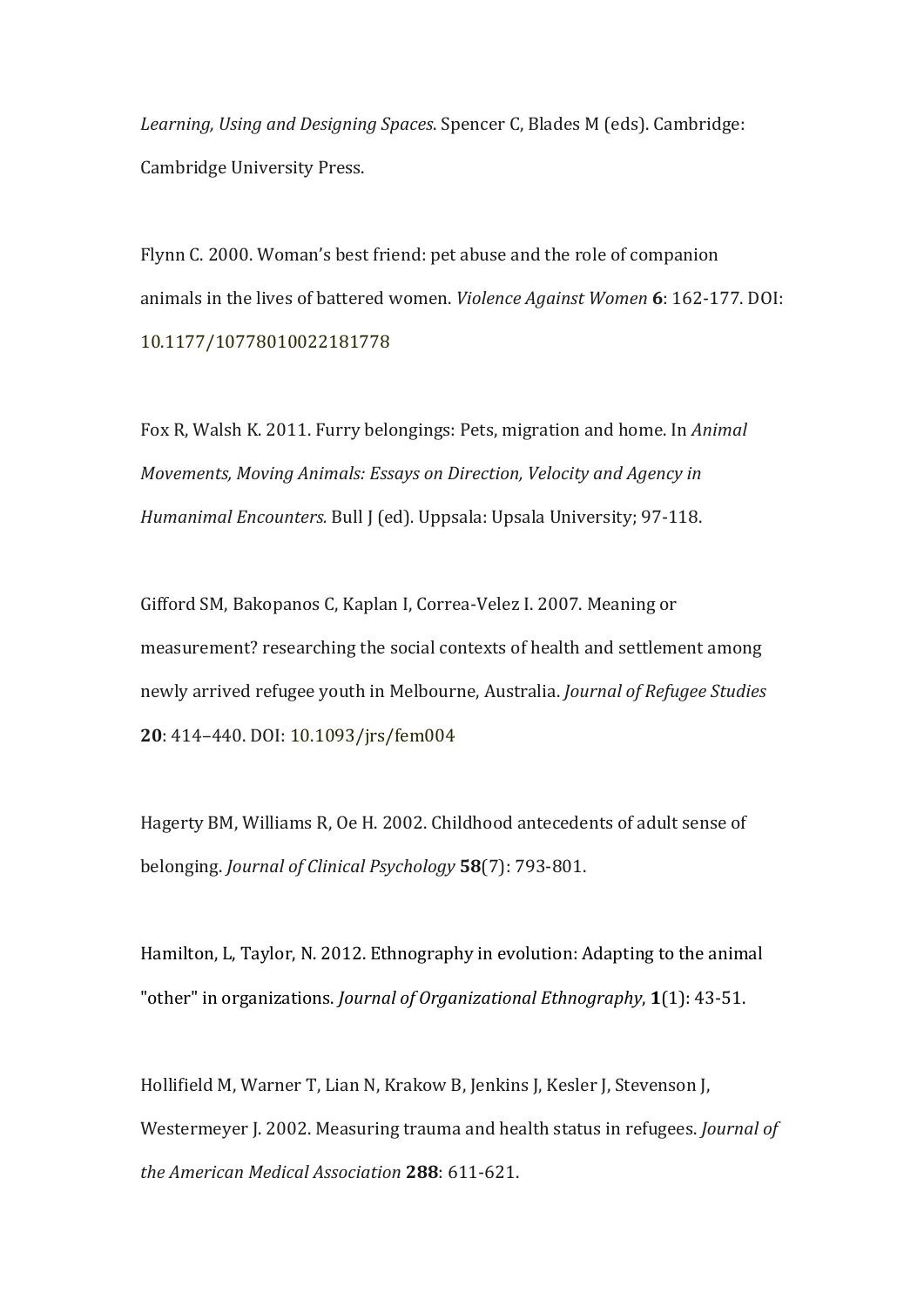*Learning, Using and Designing Spaces*. Spencer C, Blades M (eds). Cambridge: Cambridge University Press.

Flynn C. 2000. Woman's best friend: pet abuse and the role of companion animals in the lives of battered women. *Violence Against Women* **6**: 162-177. DOI: 10.1177/10778010022181778

Fox R, Walsh K. 2011. Furry belongings: Pets, migration and home. In *Animal Movements, Moving Animals: Essays on Direction, Velocity and Agency in Humanimal Encounters.* Bull J (ed). Uppsala: Upsala University; 97-118.

Gifford SM, Bakopanos C, Kaplan I, Correa-Velez I. 2007. Meaning or measurement? researching the social contexts of health and settlement among newly arrived refugee youth in Melbourne, Australia. *Journal of Refugee Studies* **20**: 414–440. DOI: 10.1093/jrs/fem004

Hagerty BM, Williams R, Oe H. 2002. Childhood antecedents of adult sense of belonging. *Journal of Clinical Psychology* **58**(7): 793-801.

Hamilton, L, Taylor, N. 2012. Ethnography in evolution: Adapting to the animal "other" in organizations. *Journal of Organizational Ethnography*, **1**(1): 43-51.

Hollifield M, Warner T, Lian N, Krakow B, Jenkins J, Kesler J, Stevenson J, Westermeyer J. 2002. Measuring trauma and health status in refugees. *Journal of the American Medical Association* **288**: 611-621.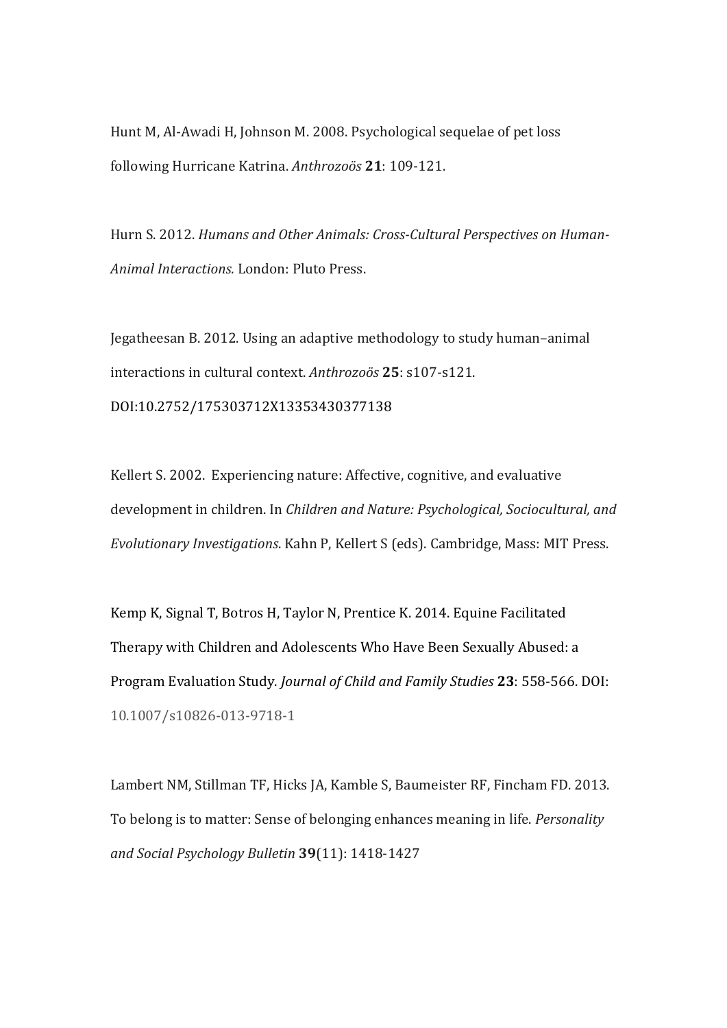Hunt M, Al-Awadi H, Johnson M. 2008. Psychological sequelae of pet loss following Hurricane Katrina. *Anthrozoös* **21**: 109-121.

Hurn S. 2012. *Humans and Other Animals: Cross-Cultural Perspectives on Human-Animal Interactions.* London: Pluto Press.

Jegatheesan B. 2012. Using an adaptive methodology to study human–animal interactions in cultural context. *Anthrozoös* **25**: s107-s121. DOI:10.2752/175303712X13353430377138

Kellert S. 2002. Experiencing nature: Affective, cognitive, and evaluative development in children. In *Children and Nature: Psychological, Sociocultural, and Evolutionary Investigations*. Kahn P, Kellert S (eds). Cambridge, Mass: MIT Press.

Kemp K, Signal T, Botros H, Taylor N, Prentice K. 2014. Equine Facilitated Therapy with Children and Adolescents Who Have Been Sexually Abused: a Program Evaluation Study. *Journal of Child and Family Studies* **23**: 558-566. DOI: 10.1007/s10826-013-9718-1

Lambert NM, Stillman TF, Hicks JA, Kamble S, Baumeister RF, Fincham FD. 2013. To belong is to matter: Sense of belonging enhances meaning in life. *Personality and Social Psychology Bulletin* **39**(11): 1418-1427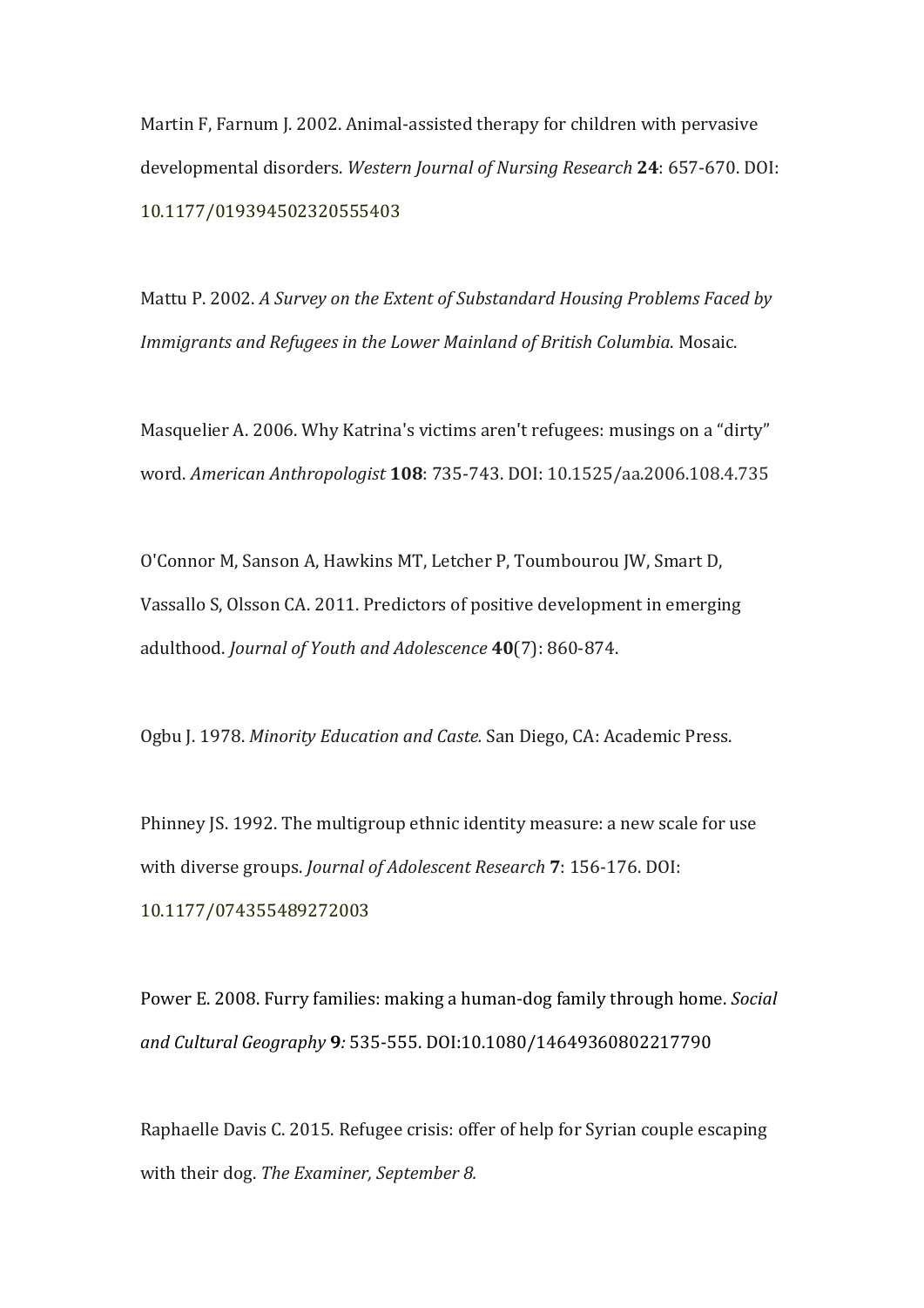Martin F, Farnum J. 2002. Animal-assisted therapy for children with pervasive developmental disorders. *Western Journal of Nursing Research* **24**: 657-670. DOI: 10.1177/019394502320555403

Mattu P. 2002. *A Survey on the Extent of Substandard Housing Problems Faced by Immigrants and Refugees in the Lower Mainland of British Columbia*. Mosaic.

Masquelier A. 2006. Why Katrina's victims aren't refugees: musings on a "dirty" word. *American Anthropologist* **108**: 735-743. DOI: 10.1525/aa.2006.108.4.735

O'Connor M, Sanson A, Hawkins MT, Letcher P, Toumbourou JW, Smart D, Vassallo S, Olsson CA. 2011. Predictors of positive development in emerging adulthood. *Journal of Youth and Adolescence* **40**(7): 860-874.

Ogbu J. 1978. *Minority Education and Caste.* San Diego, CA: Academic Press.

Phinney JS. 1992. The multigroup ethnic identity measure: a new scale for use with diverse groups. *Journal of Adolescent Research* **7**: 156-176. DOI: 10.1177/074355489272003

Power E. 2008. Furry families: making a human-dog family through home. *Social and Cultural Geography* **9***:* 535-555. DOI:10.1080/14649360802217790

Raphaelle Davis C. 2015. Refugee crisis: offer of help for Syrian couple escaping with their dog. *The Examiner, September 8.*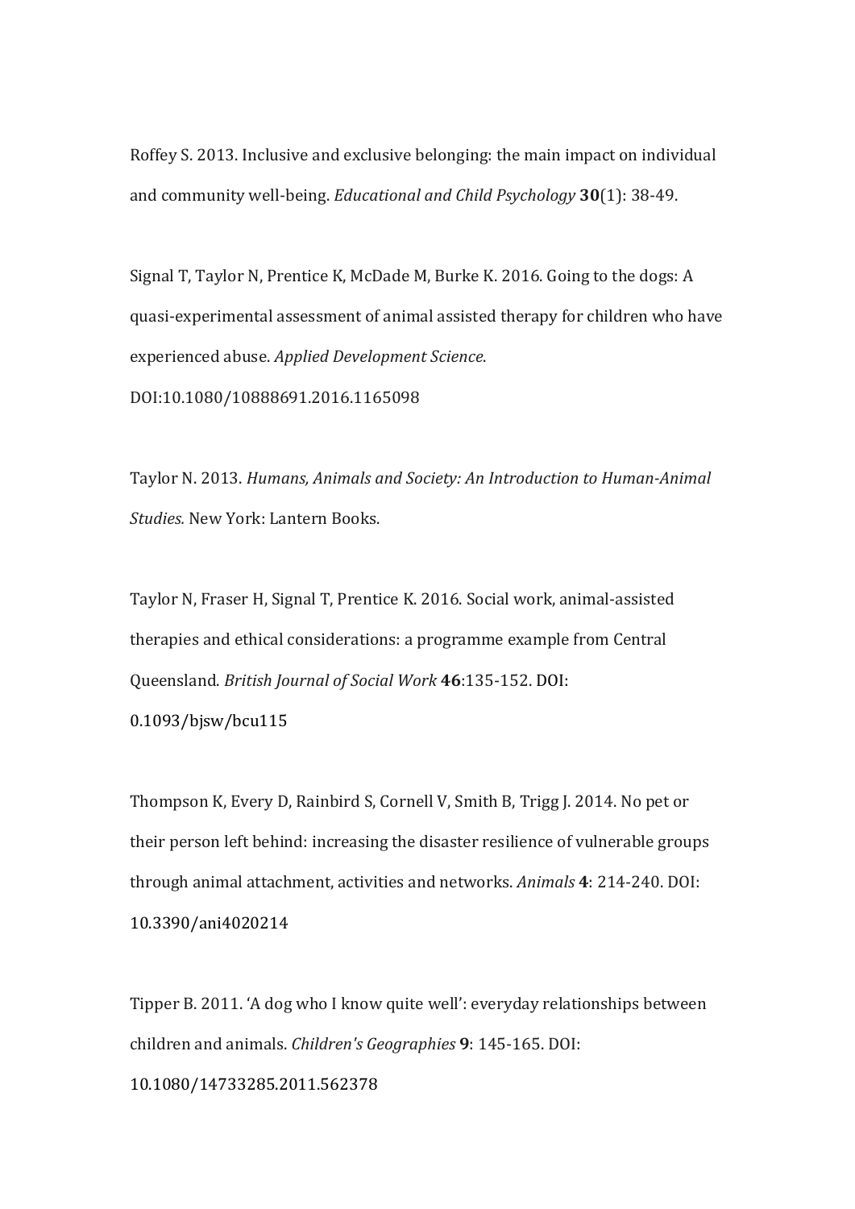Roffey S. 2013. Inclusive and exclusive belonging: the main impact on individual and community well-being. *Educational and Child Psychology* **30**(1): 38-49.

Signal T, Taylor N, Prentice K, McDade M, Burke K. 2016. Going to the dogs: A quasi-experimental assessment of animal assisted therapy for children who have experienced abuse. *Applied Development Science*. DOI:10.1080/10888691.2016.1165098

Taylor N. 2013. *Humans, Animals and Society: An Introduction to Human-Animal Studies.* New York: Lantern Books.

Taylor N, Fraser H, Signal T, Prentice K. 2016. Social work, animal-assisted therapies and ethical considerations: a programme example from Central Queensland. *British Journal of Social Work* **46**:135-152. DOI: 0.1093/bjsw/bcu115

Thompson K, Every D, Rainbird S, Cornell V, Smith B, Trigg J. 2014. No pet or their person left behind: increasing the disaster resilience of vulnerable groups through animal attachment, activities and networks. *Animals* **4**: 214-240. DOI: 10.3390/ani4020214

Tipper B. 2011. 'A dog who I know quite well': everyday relationships between children and animals. *Children's Geographies* **9**: 145-165. DOI: 10.1080/14733285.2011.562378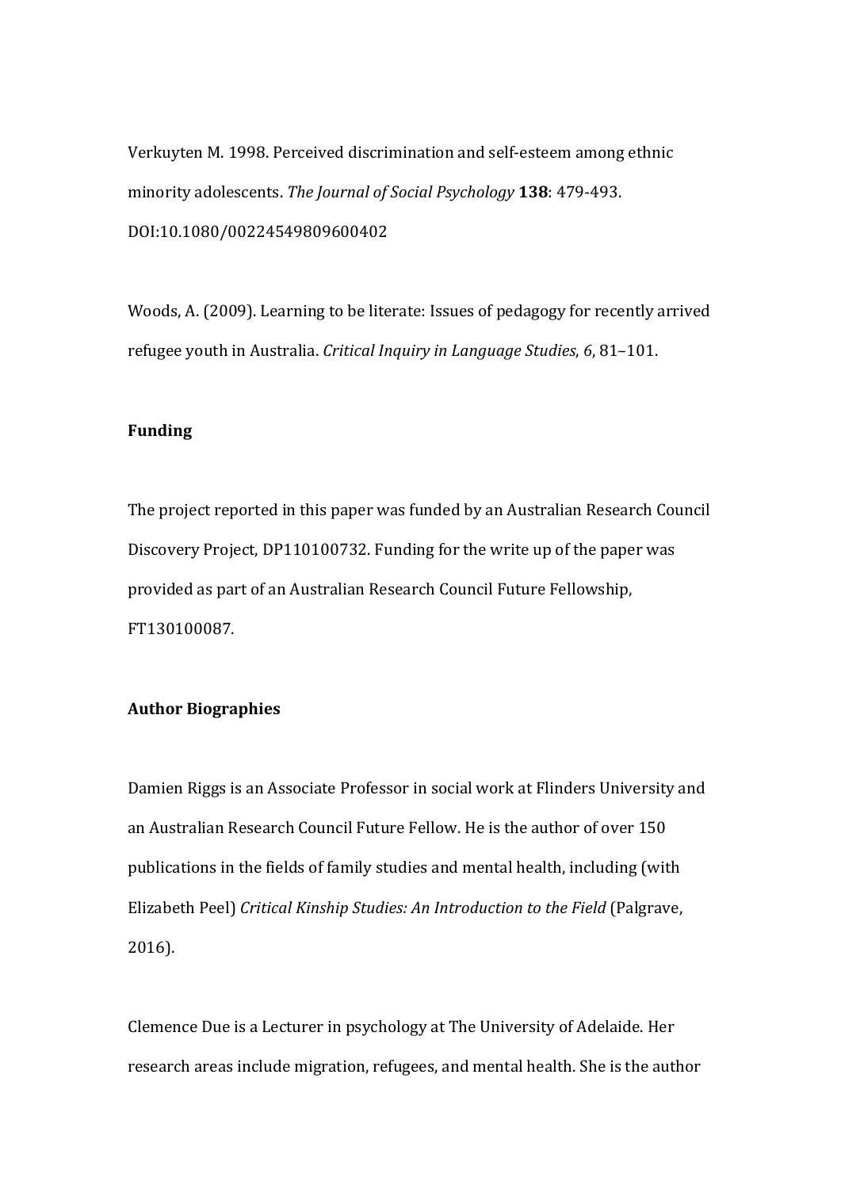Verkuyten M. 1998. Perceived discrimination and self-esteem among ethnic minority adolescents. *The Journal of Social Psychology* **138**: 479-493. DOI:10.1080/00224549809600402

Woods, A. (2009). Learning to be literate: Issues of pedagogy for recently arrived refugee youth in Australia. *Critical Inquiry in Language Studies*, *6*, 81–101.

**Funding**

The project reported in this paper was funded by an Australian Research Council Discovery Project, DP110100732. Funding for the write up of the paper was provided as part of an Australian Research Council Future Fellowship, FT130100087.

**Author Biographies**

Damien Riggs is an Associate Professor in social work at Flinders University and an Australian Research Council Future Fellow. He is the author of over 150 publications in the fields of family studies and mental health, including (with Elizabeth Peel) *Critical Kinship Studies: An Introduction to the Field* (Palgrave, 2016).

Clemence Due is a Lecturer in psychology at The University of Adelaide. Her research areas include migration, refugees, and mental health. She is the author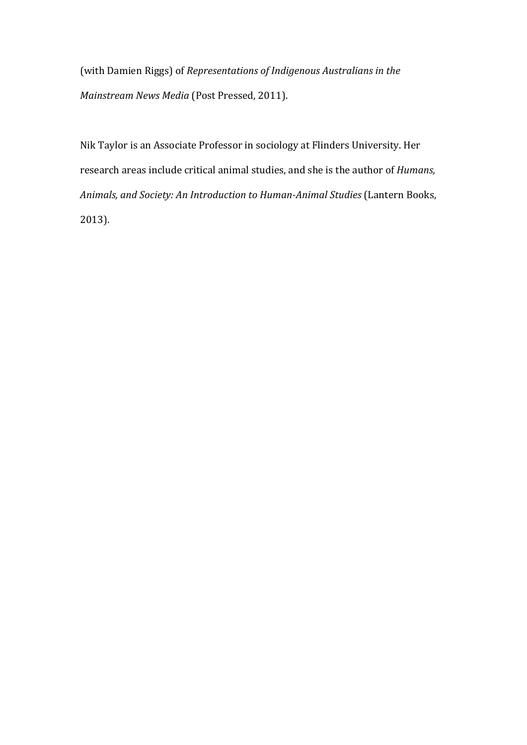(with Damien Riggs) of *Representations of Indigenous Australians in the Mainstream News Media* (Post Pressed, 2011).

Nik Taylor is an Associate Professor in sociology at Flinders University. Her research areas include critical animal studies, and she is the author of *Humans, Animals, and Society: An Introduction to Human-Animal Studies* (Lantern Books, 2013).